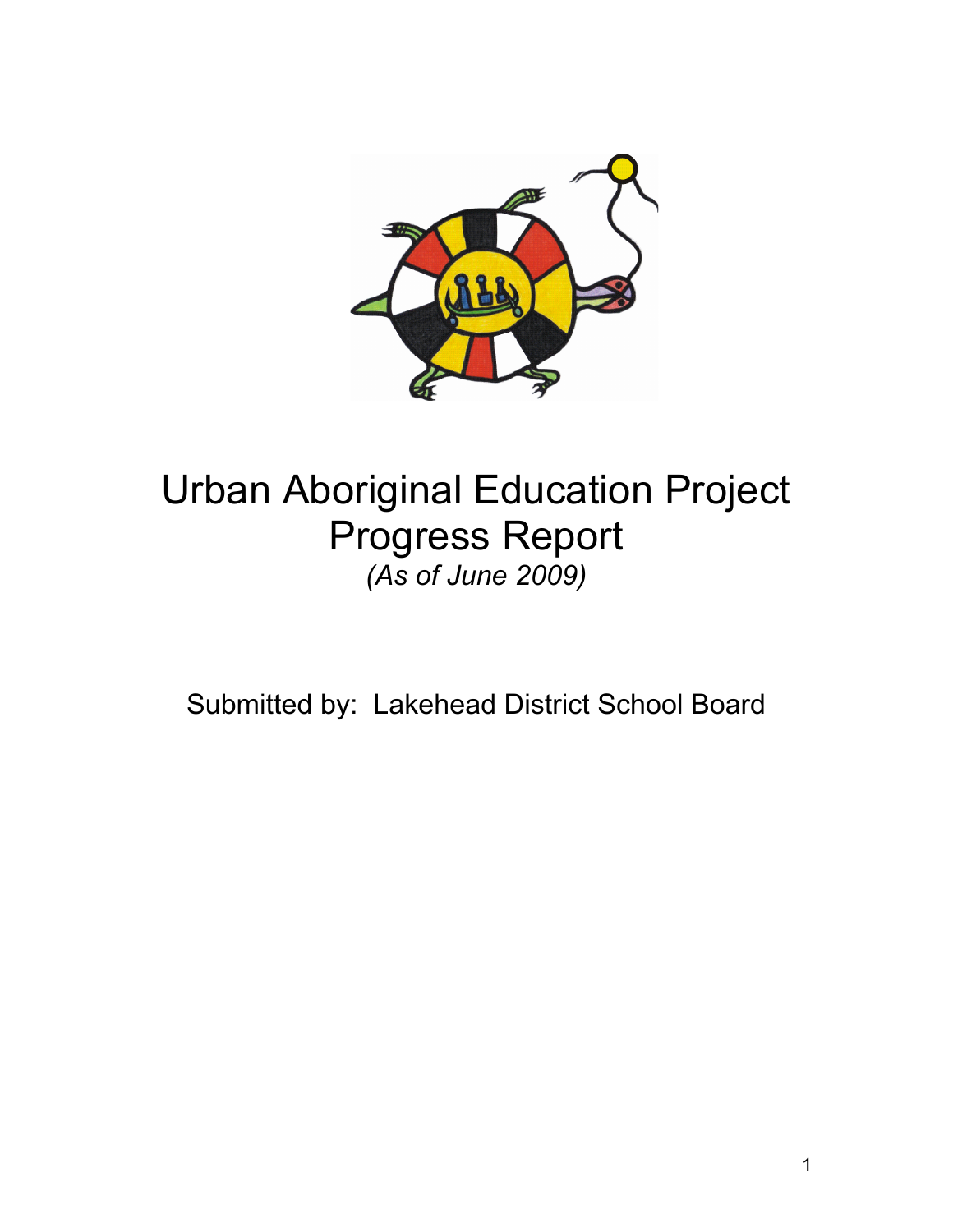# Urban Aboriginal Education Project Progress Report

*(As of June 2009)*

Submitted by: Lakehead District School Board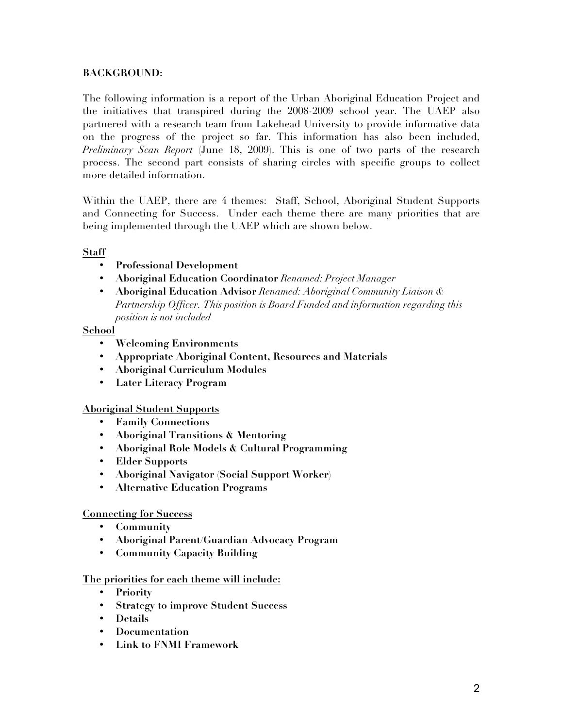**BACKGROUND:**

The following information is a report of the Urban Aboriginal Education Project and the initiatives that transpired during the 2008-2009 school year. The UAEP also partnered with a research team from Lakehead University to provide informative data on the progress of the project so far. This information has also been included, *Preliminary Scan Report* (June 18, 2009). This is one of two parts of the research process. The second part consists of sharing circles with specific groups to collect more detailed information.

Within the UAEP, there are 4 themes: Staff, School, Aboriginal Student Supports and Connecting for Success. Under each theme there are many priorities that are being implemented through the UAEP which are shown below.

**Staff**

- **Professional Development**
- **Aboriginal Education Coordinator** *Renamed: Project Manager*
- **Aboriginal Education Advisor** *Renamed: Aboriginal Community Liaison & Partnership Officer. This position is Board Funded and information regarding this position is not included*

**School**

- **Welcoming Environments**
- **Appropriate Aboriginal Content, Resources and Materials**
- **Aboriginal Curriculum Modules**
- **Later Literacy Program**

**Aboriginal Student Supports**

- **Family Connections**
- **Aboriginal Transitions & Mentoring**
- **Aboriginal Role Models & Cultural Programming**
- **Elder Supports**
- **Aboriginal Navigator (Social Support Worker)**
- **Alternative Education Programs**

**Connecting for Success**

- **Community**
- **Aboriginal Parent/Guardian Advocacy Program**
- **Community Capacity Building**

**The priorities for each theme will include:**

- **Priority**
- **Strategy to improve Student Success**
- **Details**
- **Documentation**
- **Link to FNMI Framework**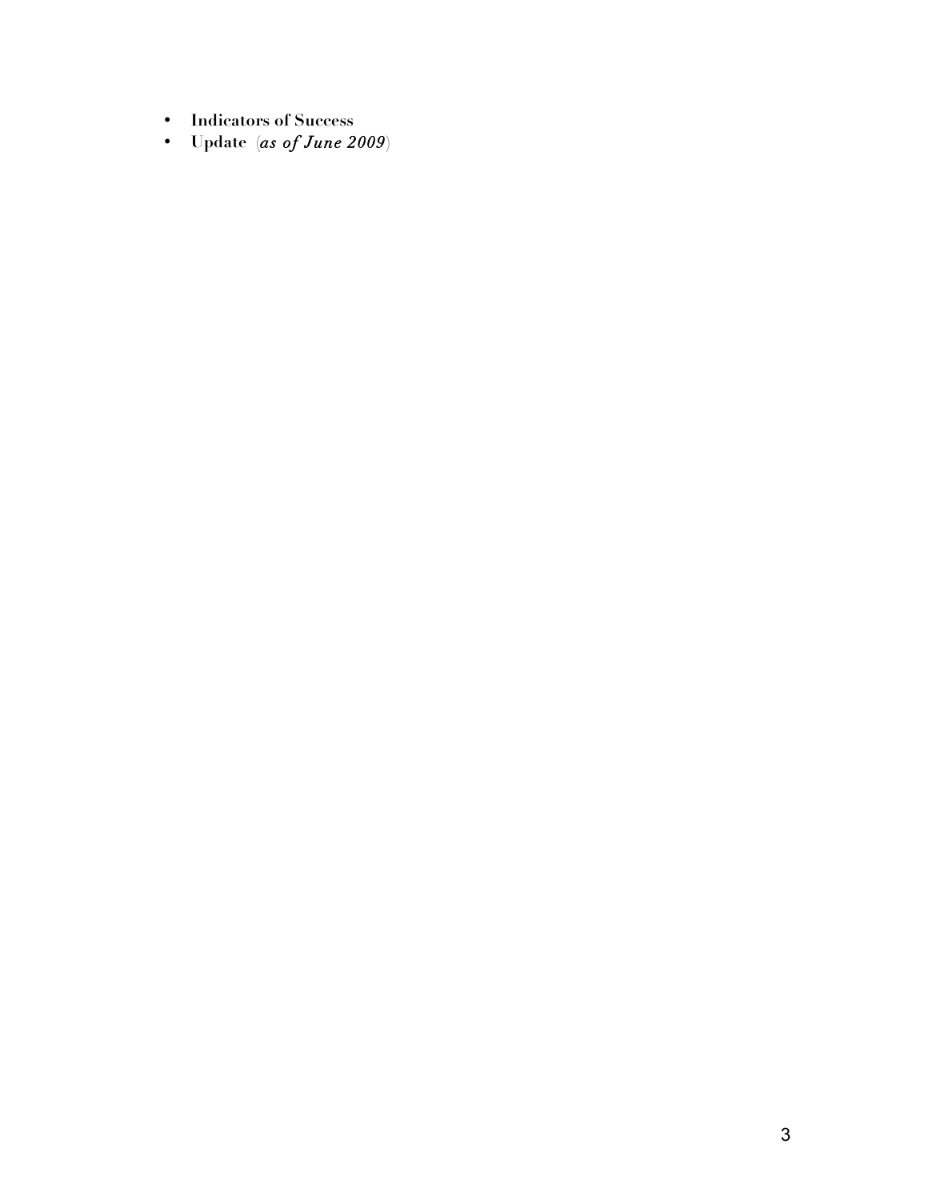- **Indicators of Success**
- **Update** (*as of June 2009*)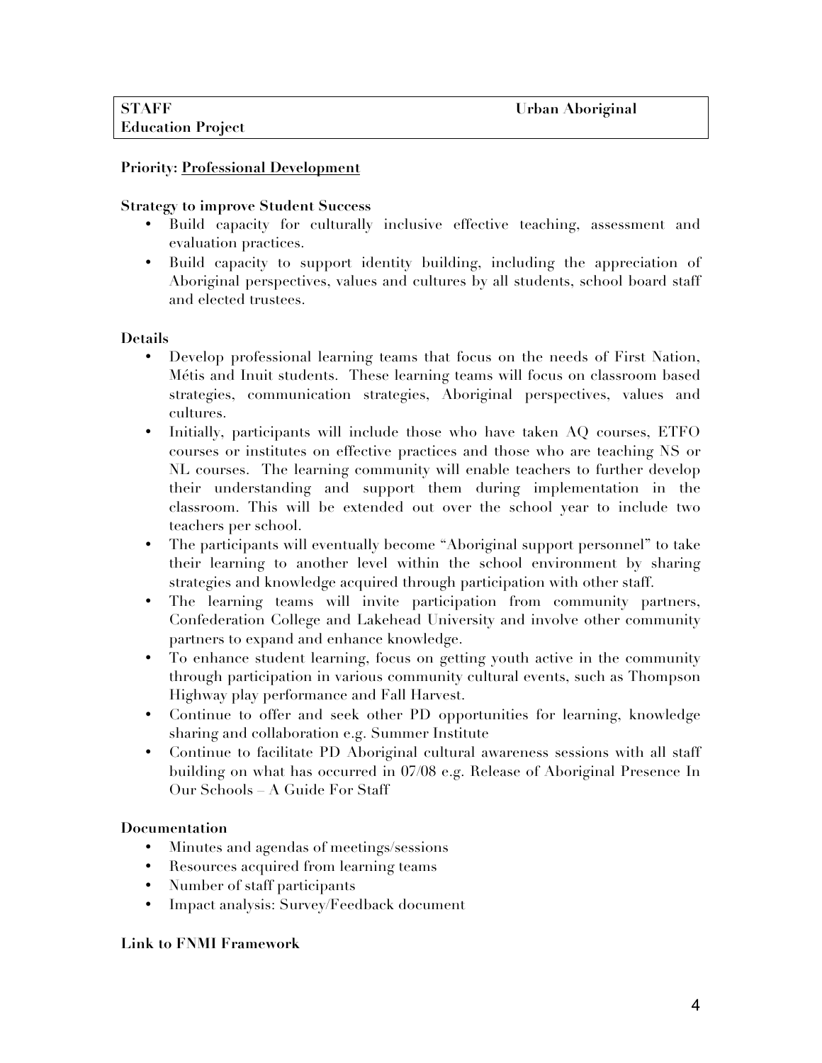| STAFF Education Project | Urban Aboriginal |
|---|---|

**Priority:** **Professional Development**

**Strategy to improve Student Success**

- Build capacity for culturally inclusive effective teaching, assessment and evaluation practices.
- Build capacity to support identity building, including the appreciation of Aboriginal perspectives, values and cultures by all students, school board staff and elected trustees.

**Details**

- Develop professional learning teams that focus on the needs of First Nation, Métis and Inuit students. These learning teams will focus on classroom based strategies, communication strategies, Aboriginal perspectives, values and cultures.
- Initially, participants will include those who have taken AQ courses, ETFO courses or institutes on effective practices and those who are teaching NS or NL courses. The learning community will enable teachers to further develop their understanding and support them during implementation in the classroom. This will be extended out over the school year to include two teachers per school.
- The participants will eventually become "Aboriginal support personnel" to take their learning to another level within the school environment by sharing strategies and knowledge acquired through participation with other staff.
- The learning teams will invite participation from community partners, Confederation College and Lakehead University and involve other community partners to expand and enhance knowledge.
- To enhance student learning, focus on getting youth active in the community through participation in various community cultural events, such as Thompson Highway play performance and Fall Harvest.
- Continue to offer and seek other PD opportunities for learning, knowledge sharing and collaboration e.g. Summer Institute
- Continue to facilitate PD Aboriginal cultural awareness sessions with all staff building on what has occurred in 07/08 e.g. Release of Aboriginal Presence In Our Schools – A Guide For Staff

**Documentation**

- Minutes and agendas of meetings/sessions
- Resources acquired from learning teams
- Number of staff participants
- Impact analysis: Survey/Feedback document

**Link to FNMI Framework**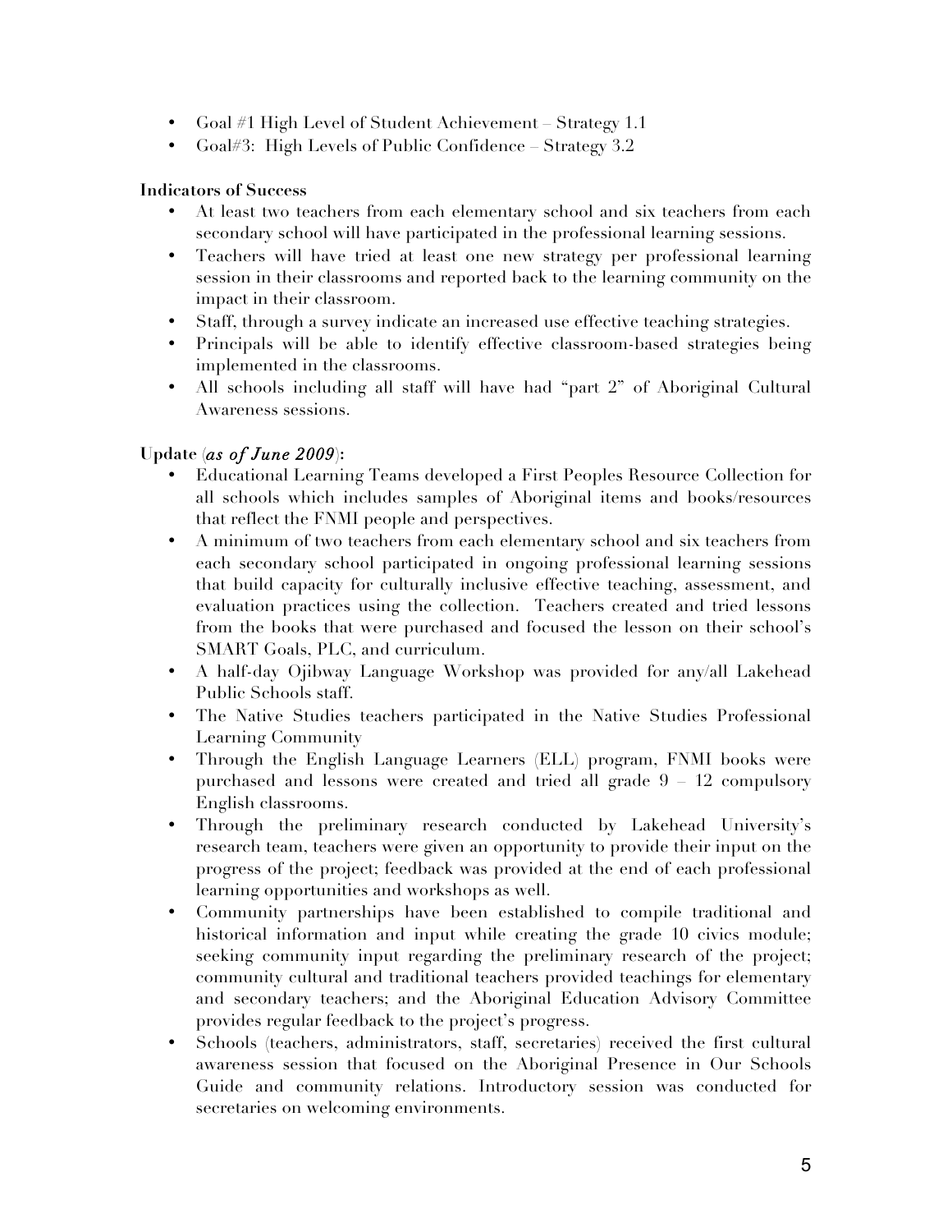- Goal #1 High Level of Student Achievement – Strategy 1.1
- Goal#3: High Levels of Public Confidence – Strategy 3.2

**Indicators of Success**

- At least two teachers from each elementary school and six teachers from each secondary school will have participated in the professional learning sessions.
- Teachers will have tried at least one new strategy per professional learning session in their classrooms and reported back to the learning community on the impact in their classroom.
- Staff, through a survey indicate an increased use effective teaching strategies.
- Principals will be able to identify effective classroom-based strategies being implemented in the classrooms.
- All schools including all staff will have had "part 2" of Aboriginal Cultural Awareness sessions.

**Update** (*as of June 2009*)**:**

- Educational Learning Teams developed a First Peoples Resource Collection for all schools which includes samples of Aboriginal items and books/resources that reflect the FNMI people and perspectives.
- A minimum of two teachers from each elementary school and six teachers from each secondary school participated in ongoing professional learning sessions that build capacity for culturally inclusive effective teaching, assessment, and evaluation practices using the collection. Teachers created and tried lessons from the books that were purchased and focused the lesson on their school's SMART Goals, PLC, and curriculum.
- A half-day Ojibway Language Workshop was provided for any/all Lakehead Public Schools staff.
- The Native Studies teachers participated in the Native Studies Professional Learning Community
- Through the English Language Learners (ELL) program, FNMI books were purchased and lessons were created and tried all grade 9 – 12 compulsory English classrooms.
- Through the preliminary research conducted by Lakehead University's research team, teachers were given an opportunity to provide their input on the progress of the project; feedback was provided at the end of each professional learning opportunities and workshops as well.
- Community partnerships have been established to compile traditional and historical information and input while creating the grade 10 civics module; seeking community input regarding the preliminary research of the project; community cultural and traditional teachers provided teachings for elementary and secondary teachers; and the Aboriginal Education Advisory Committee provides regular feedback to the project's progress.
- Schools (teachers, administrators, staff, secretaries) received the first cultural awareness session that focused on the Aboriginal Presence in Our Schools Guide and community relations. Introductory session was conducted for secretaries on welcoming environments.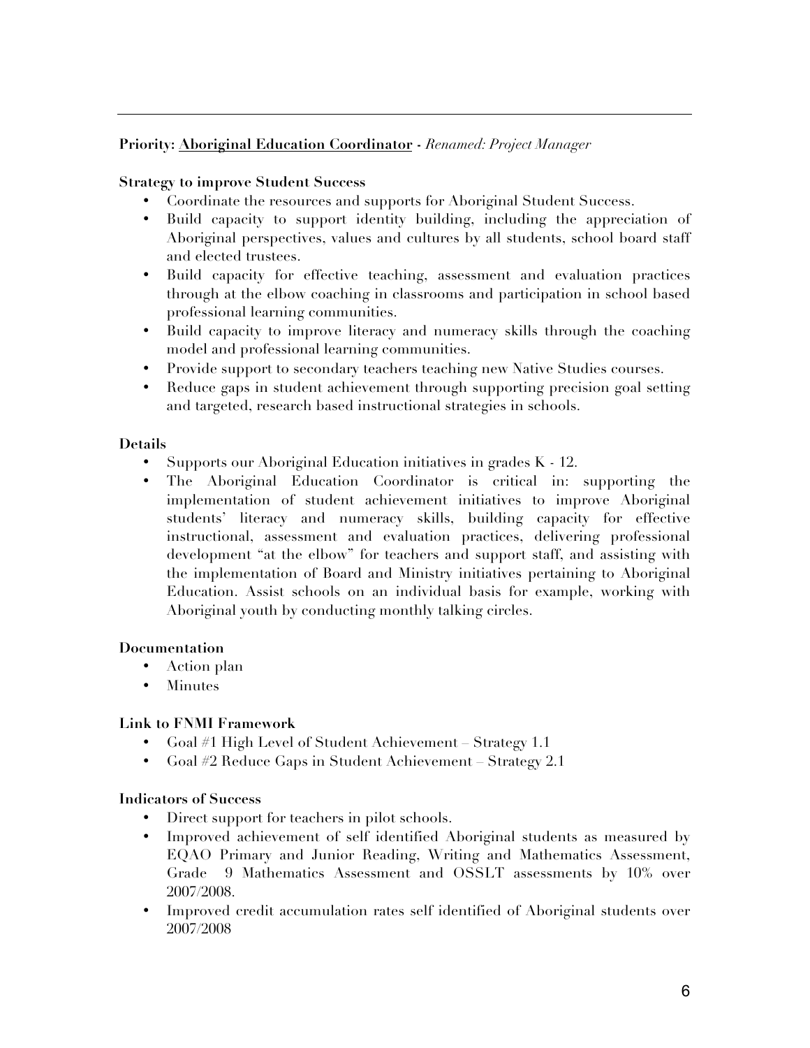**Priority: Aboriginal Education Coordinator** - *Renamed: Project Manager*

**Strategy to improve Student Success**

- Coordinate the resources and supports for Aboriginal Student Success.
- Build capacity to support identity building, including the appreciation of Aboriginal perspectives, values and cultures by all students, school board staff and elected trustees.
- Build capacity for effective teaching, assessment and evaluation practices through at the elbow coaching in classrooms and participation in school based professional learning communities.
- Build capacity to improve literacy and numeracy skills through the coaching model and professional learning communities.
- Provide support to secondary teachers teaching new Native Studies courses.
- Reduce gaps in student achievement through supporting precision goal setting and targeted, research based instructional strategies in schools.

**Details**

- Supports our Aboriginal Education initiatives in grades K - 12.
- The Aboriginal Education Coordinator is critical in: supporting the implementation of student achievement initiatives to improve Aboriginal students' literacy and numeracy skills, building capacity for effective instructional, assessment and evaluation practices, delivering professional development "at the elbow" for teachers and support staff, and assisting with the implementation of Board and Ministry initiatives pertaining to Aboriginal Education. Assist schools on an individual basis for example, working with Aboriginal youth by conducting monthly talking circles.

**Documentation**

- Action plan
- Minutes

**Link to FNMI Framework**

- Goal #1 High Level of Student Achievement – Strategy 1.1
- Goal #2 Reduce Gaps in Student Achievement – Strategy 2.1

**Indicators of Success**

- Direct support for teachers in pilot schools.
- Improved achievement of self identified Aboriginal students as measured by EQAO Primary and Junior Reading, Writing and Mathematics Assessment, Grade 9 Mathematics Assessment and OSSLT assessments by 10% over 2007/2008.
- Improved credit accumulation rates self identified of Aboriginal students over 2007/2008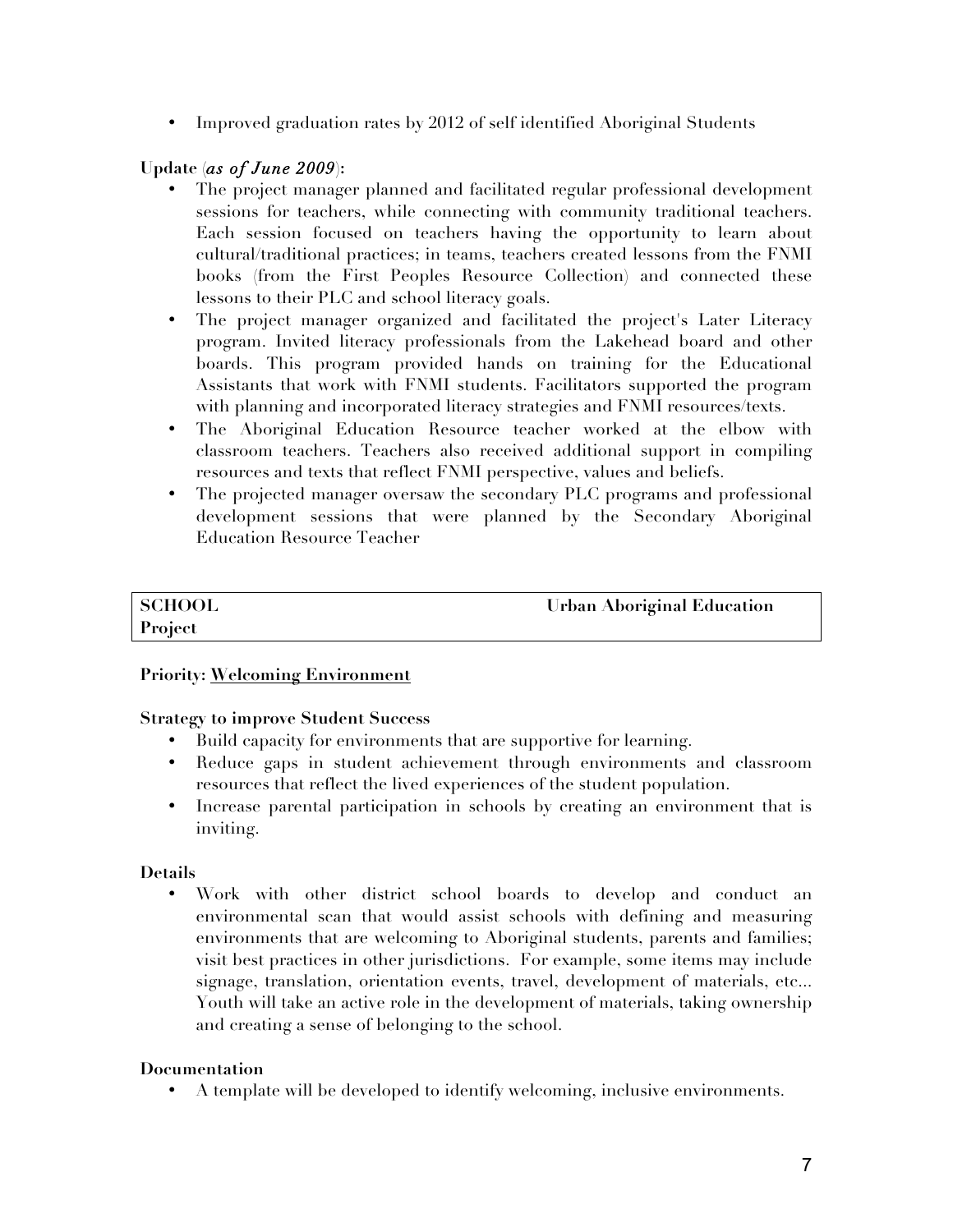- Improved graduation rates by 2012 of self identified Aboriginal Students

**Update** (*as of June 2009*)**:**

- The project manager planned and facilitated regular professional development sessions for teachers, while connecting with community traditional teachers. Each session focused on teachers having the opportunity to learn about cultural/traditional practices; in teams, teachers created lessons from the FNMI books (from the First Peoples Resource Collection) and connected these lessons to their PLC and school literacy goals.
- The project manager organized and facilitated the project's Later Literacy program. Invited literacy professionals from the Lakehead board and other boards. This program provided hands on training for the Educational Assistants that work with FNMI students. Facilitators supported the program with planning and incorporated literacy strategies and FNMI resources/texts.
- The Aboriginal Education Resource teacher worked at the elbow with classroom teachers. Teachers also received additional support in compiling resources and texts that reflect FNMI perspective, values and beliefs.
- The projected manager oversaw the secondary PLC programs and professional development sessions that were planned by the Secondary Aboriginal Education Resource Teacher

| **SCHOOL Project** | **Urban Aboriginal Education** |
|---|---|

**Priority: Welcoming Environment**

**Strategy to improve Student Success**

- Build capacity for environments that are supportive for learning.
- Reduce gaps in student achievement through environments and classroom resources that reflect the lived experiences of the student population.
- Increase parental participation in schools by creating an environment that is inviting.

**Details**

- Work with other district school boards to develop and conduct an environmental scan that would assist schools with defining and measuring environments that are welcoming to Aboriginal students, parents and families; visit best practices in other jurisdictions. For example, some items may include signage, translation, orientation events, travel, development of materials, etc... Youth will take an active role in the development of materials, taking ownership and creating a sense of belonging to the school.

**Documentation**

- A template will be developed to identify welcoming, inclusive environments.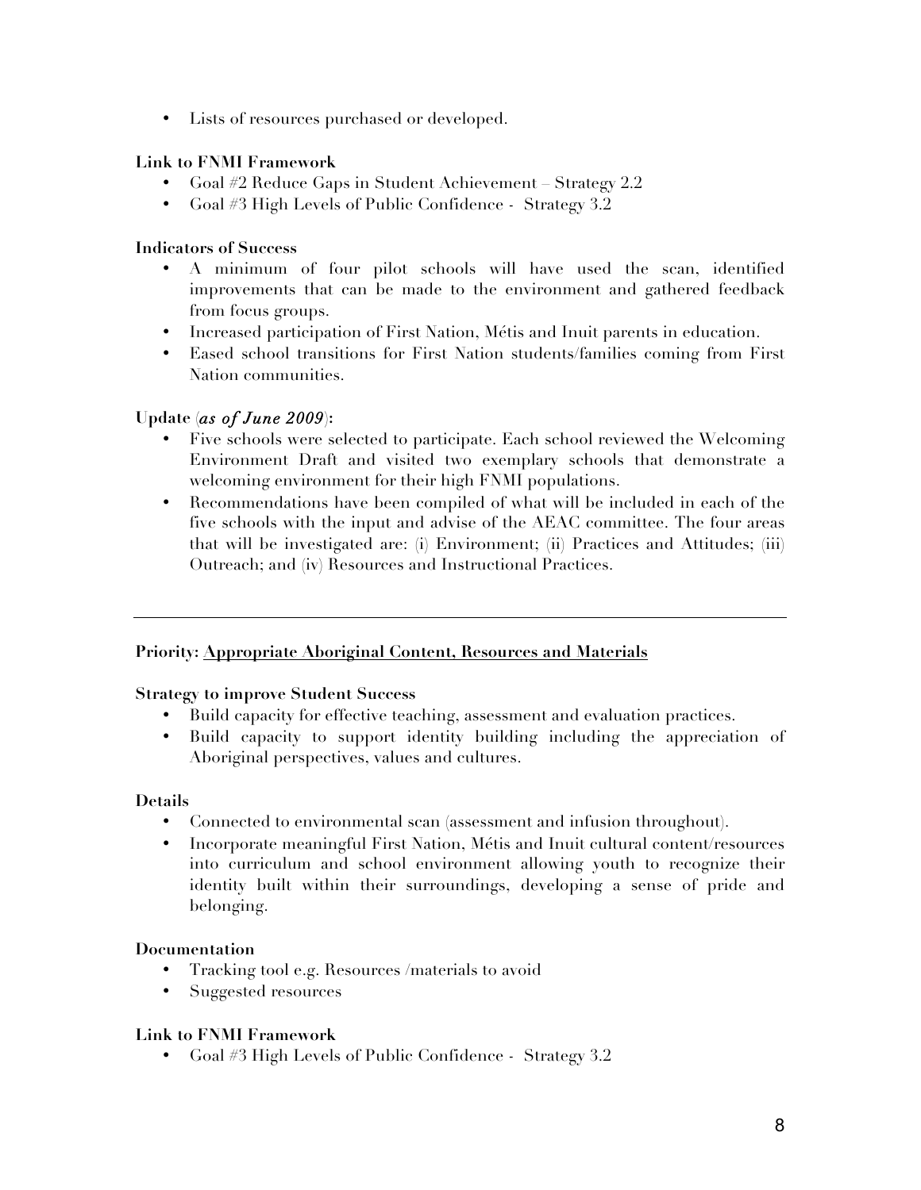- Lists of resources purchased or developed.

**Link to FNMI Framework**

- Goal #2 Reduce Gaps in Student Achievement – Strategy 2.2
- Goal #3 High Levels of Public Confidence - Strategy 3.2

**Indicators of Success**

- A minimum of four pilot schools will have used the scan, identified improvements that can be made to the environment and gathered feedback from focus groups.
- Increased participation of First Nation, Métis and Inuit parents in education.
- Eased school transitions for First Nation students/families coming from First Nation communities.

**Update** (*as of June 2009*)**:**

- Five schools were selected to participate. Each school reviewed the Welcoming Environment Draft and visited two exemplary schools that demonstrate a welcoming environment for their high FNMI populations.
- Recommendations have been compiled of what will be included in each of the five schools with the input and advise of the AEAC committee. The four areas that will be investigated are: (i) Environment; (ii) Practices and Attitudes; (iii) Outreach; and (iv) Resources and Instructional Practices.

---

**Priority: Appropriate Aboriginal Content, Resources and Materials**

**Strategy to improve Student Success**

- Build capacity for effective teaching, assessment and evaluation practices.
- Build capacity to support identity building including the appreciation of Aboriginal perspectives, values and cultures.

**Details**

- Connected to environmental scan (assessment and infusion throughout).
- Incorporate meaningful First Nation, Métis and Inuit cultural content/resources into curriculum and school environment allowing youth to recognize their identity built within their surroundings, developing a sense of pride and belonging.

**Documentation**

- Tracking tool e.g. Resources /materials to avoid
- Suggested resources

**Link to FNMI Framework**

- Goal #3 High Levels of Public Confidence - Strategy 3.2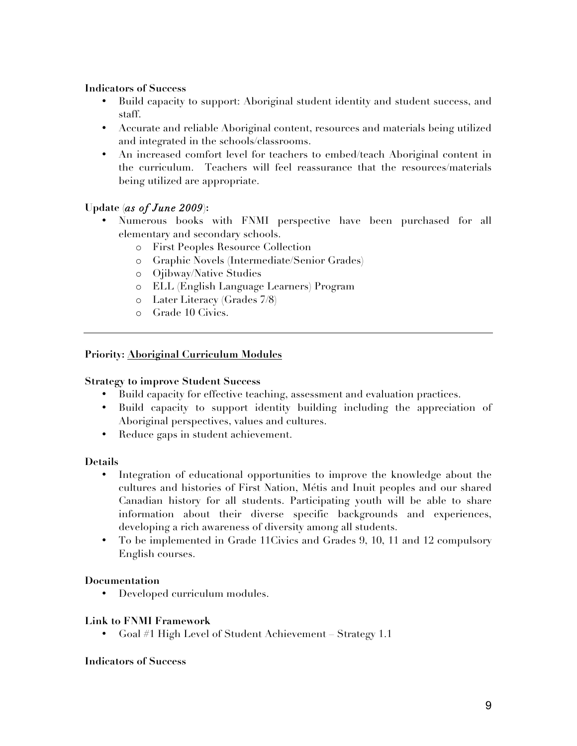**Indicators of Success**

- Build capacity to support: Aboriginal student identity and student success, and staff.
- Accurate and reliable Aboriginal content, resources and materials being utilized and integrated in the schools/classrooms.
- An increased comfort level for teachers to embed/teach Aboriginal content in the curriculum. Teachers will feel reassurance that the resources/materials being utilized are appropriate.

**Update (*as of June 2009*):**

- Numerous books with FNMI perspective have been purchased for all elementary and secondary schools.
  - First Peoples Resource Collection
  - Graphic Novels (Intermediate/Senior Grades)
  - Ojibway/Native Studies
  - ELL (English Language Learners) Program
  - Later Literacy (Grades 7/8)
  - Grade 10 Civics.

---

**Priority: <u>Aboriginal Curriculum Modules</u>**

**Strategy to improve Student Success**

- Build capacity for effective teaching, assessment and evaluation practices.
- Build capacity to support identity building including the appreciation of Aboriginal perspectives, values and cultures.
- Reduce gaps in student achievement.

**Details**

- Integration of educational opportunities to improve the knowledge about the cultures and histories of First Nation, Métis and Inuit peoples and our shared Canadian history for all students. Participating youth will be able to share information about their diverse specific backgrounds and experiences, developing a rich awareness of diversity among all students.
- To be implemented in Grade 11Civics and Grades 9, 10, 11 and 12 compulsory English courses.

**Documentation**

- Developed curriculum modules.

**Link to FNMI Framework**

- Goal #1 High Level of Student Achievement – Strategy 1.1

**Indicators of Success**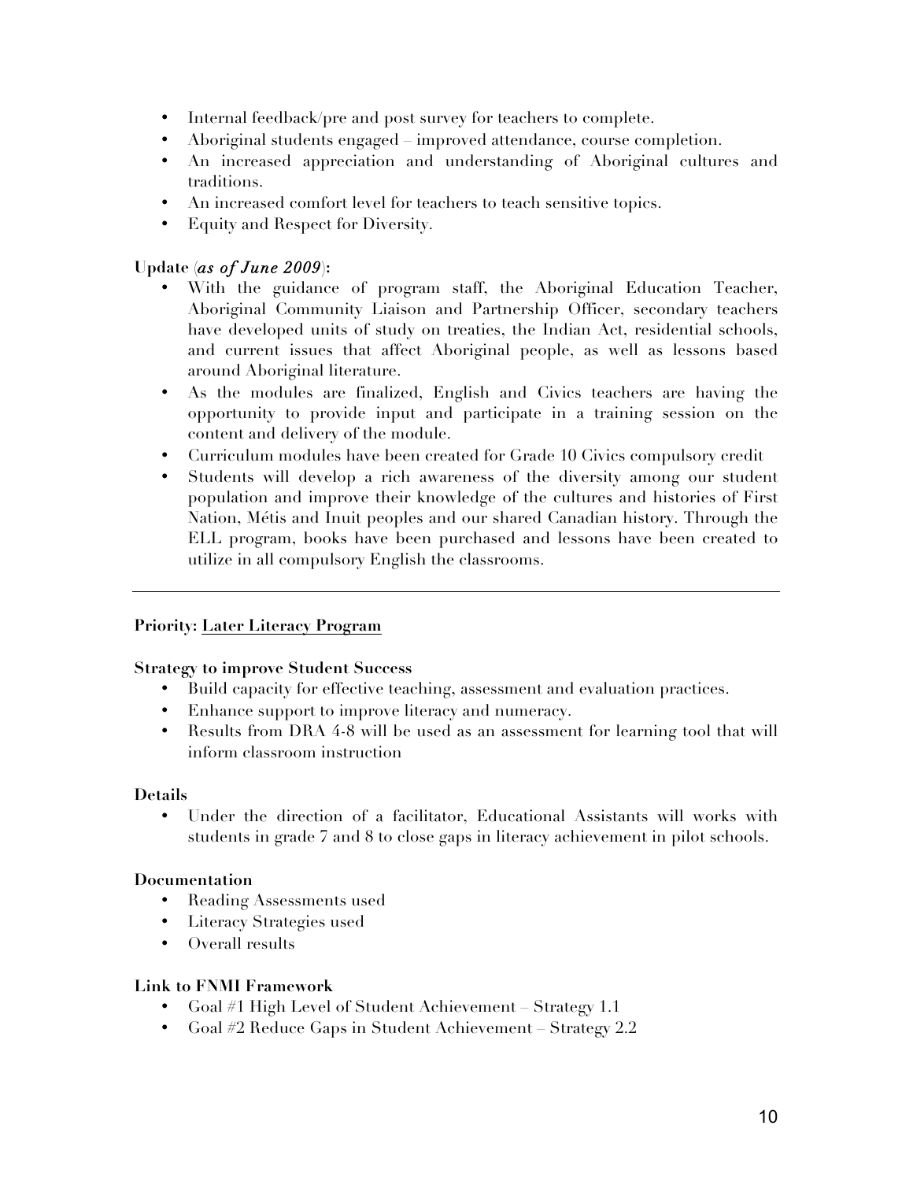- Internal feedback/pre and post survey for teachers to complete.
- Aboriginal students engaged – improved attendance, course completion.
- An increased appreciation and understanding of Aboriginal cultures and traditions.
- An increased comfort level for teachers to teach sensitive topics.
- Equity and Respect for Diversity.

**Update** (*as of June 2009*)**:**

- With the guidance of program staff, the Aboriginal Education Teacher, Aboriginal Community Liaison and Partnership Officer, secondary teachers have developed units of study on treaties, the Indian Act, residential schools, and current issues that affect Aboriginal people, as well as lessons based around Aboriginal literature.
- As the modules are finalized, English and Civics teachers are having the opportunity to provide input and participate in a training session on the content and delivery of the module.
- Curriculum modules have been created for Grade 10 Civics compulsory credit
- Students will develop a rich awareness of the diversity among our student population and improve their knowledge of the cultures and histories of First Nation, Métis and Inuit peoples and our shared Canadian history. Through the ELL program, books have been purchased and lessons have been created to utilize in all compulsory English the classrooms.

---

**Priority: Later Literacy Program**

**Strategy to improve Student Success**

- Build capacity for effective teaching, assessment and evaluation practices.
- Enhance support to improve literacy and numeracy.
- Results from DRA 4-8 will be used as an assessment for learning tool that will inform classroom instruction

**Details**

- Under the direction of a facilitator, Educational Assistants will works with students in grade 7 and 8 to close gaps in literacy achievement in pilot schools.

**Documentation**

- Reading Assessments used
- Literacy Strategies used
- Overall results

**Link to FNMI Framework**

- Goal #1 High Level of Student Achievement – Strategy 1.1
- Goal #2 Reduce Gaps in Student Achievement – Strategy 2.2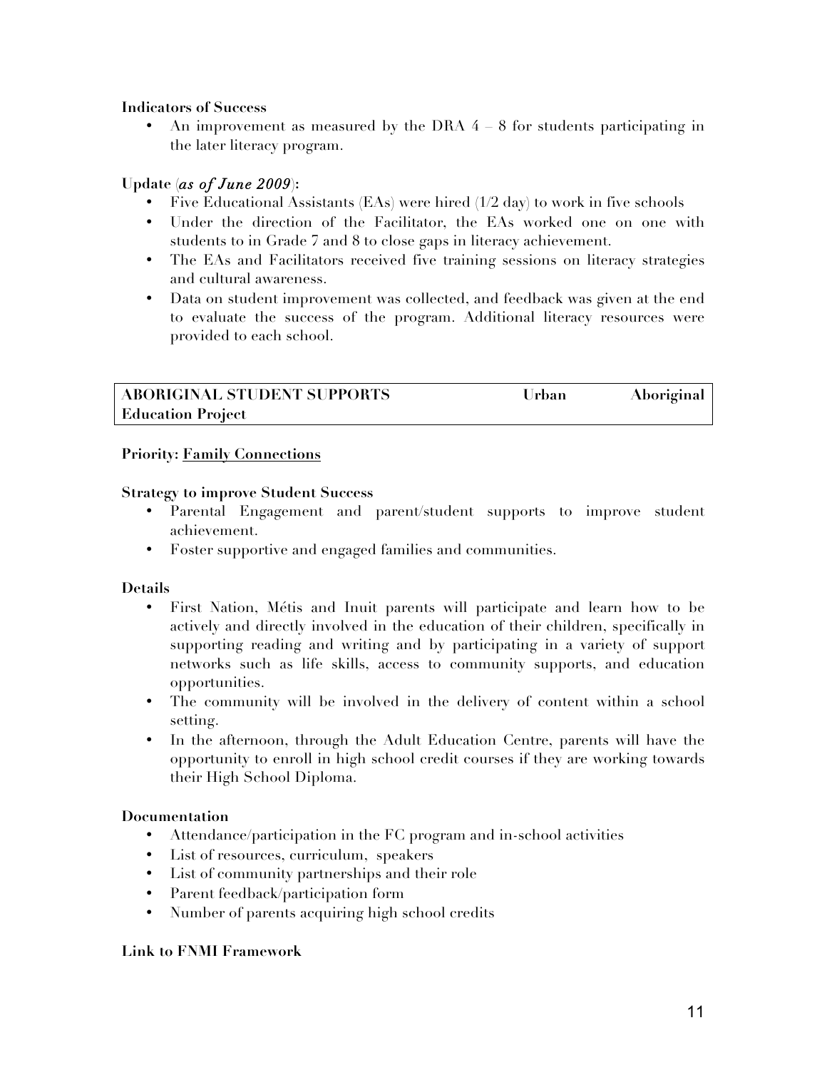**Indicators of Success**

- An improvement as measured by the DRA 4 – 8 for students participating in the later literacy program.

**Update** (*as of June 2009*)**:**

- Five Educational Assistants (EAs) were hired (1/2 day) to work in five schools
- Under the direction of the Facilitator, the EAs worked one on one with students to in Grade 7 and 8 to close gaps in literacy achievement.
- The EAs and Facilitators received five training sessions on literacy strategies and cultural awareness.
- Data on student improvement was collected, and feedback was given at the end to evaluate the success of the program. Additional literacy resources were provided to each school.

| **ABORIGINAL STUDENT SUPPORTS Urban Aboriginal Education Project** |
|---|

**Priority: Family Connections**

**Strategy to improve Student Success**

- Parental Engagement and parent/student supports to improve student achievement.
- Foster supportive and engaged families and communities.

**Details**

- First Nation, Métis and Inuit parents will participate and learn how to be actively and directly involved in the education of their children, specifically in supporting reading and writing and by participating in a variety of support networks such as life skills, access to community supports, and education opportunities.
- The community will be involved in the delivery of content within a school setting.
- In the afternoon, through the Adult Education Centre, parents will have the opportunity to enroll in high school credit courses if they are working towards their High School Diploma.

**Documentation**

- Attendance/participation in the FC program and in-school activities
- List of resources, curriculum, speakers
- List of community partnerships and their role
- Parent feedback/participation form
- Number of parents acquiring high school credits

**Link to FNMI Framework**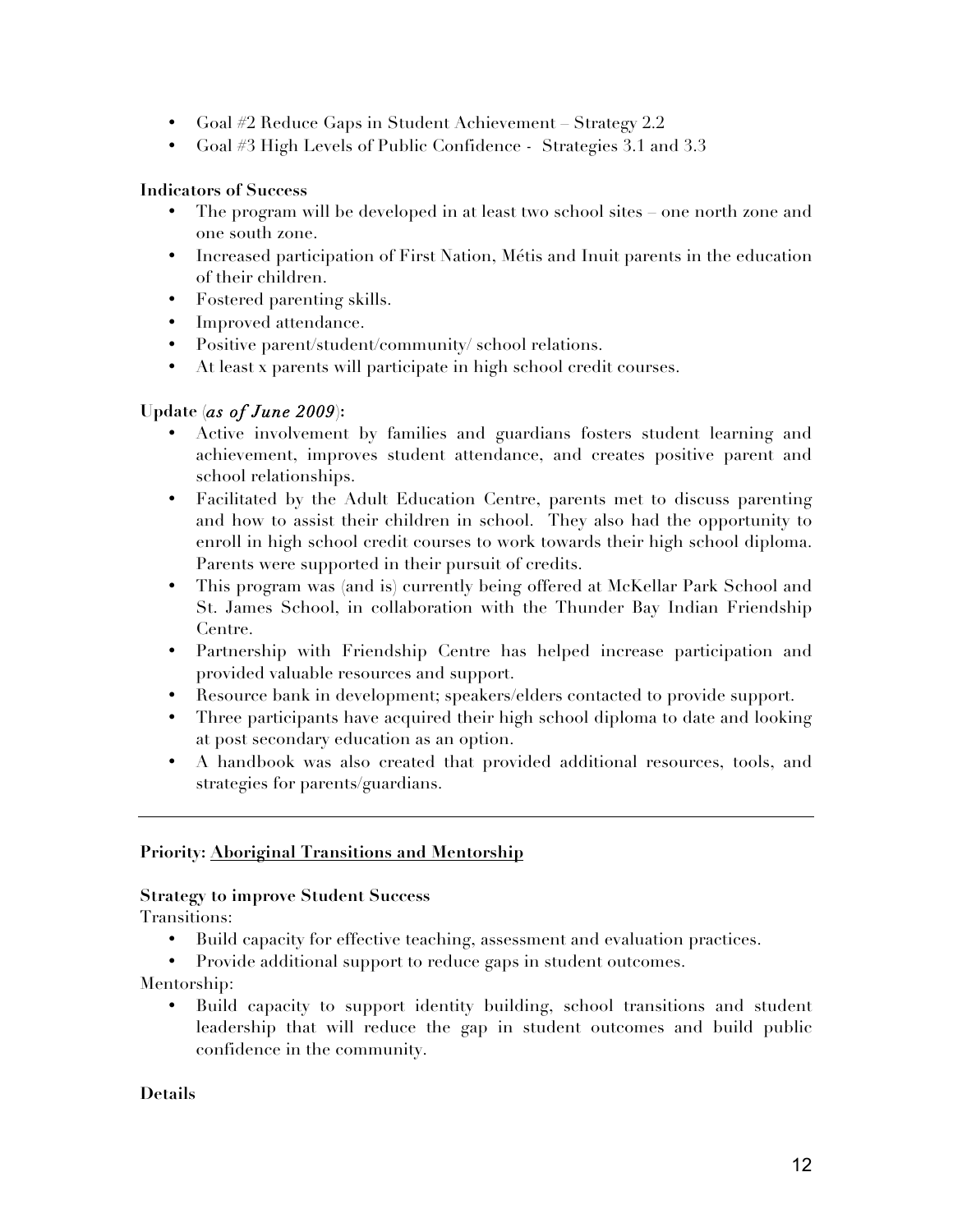- Goal #2 Reduce Gaps in Student Achievement – Strategy 2.2
- Goal #3 High Levels of Public Confidence - Strategies 3.1 and 3.3

**Indicators of Success**

- The program will be developed in at least two school sites – one north zone and one south zone.
- Increased participation of First Nation, Métis and Inuit parents in the education of their children.
- Fostered parenting skills.
- Improved attendance.
- Positive parent/student/community/ school relations.
- At least x parents will participate in high school credit courses.

**Update** (***as of June 2009***)**:**

- Active involvement by families and guardians fosters student learning and achievement, improves student attendance, and creates positive parent and school relationships.
- Facilitated by the Adult Education Centre, parents met to discuss parenting and how to assist their children in school. They also had the opportunity to enroll in high school credit courses to work towards their high school diploma. Parents were supported in their pursuit of credits.
- This program was (and is) currently being offered at McKellar Park School and St. James School, in collaboration with the Thunder Bay Indian Friendship Centre.
- Partnership with Friendship Centre has helped increase participation and provided valuable resources and support.
- Resource bank in development; speakers/elders contacted to provide support.
- Three participants have acquired their high school diploma to date and looking at post secondary education as an option.
- A handbook was also created that provided additional resources, tools, and strategies for parents/guardians.

---

**Priority: <u>Aboriginal Transitions and Mentorship</u>**

**Strategy to improve Student Success**

Transitions:

- Build capacity for effective teaching, assessment and evaluation practices.
- Provide additional support to reduce gaps in student outcomes.

Mentorship:

- Build capacity to support identity building, school transitions and student leadership that will reduce the gap in student outcomes and build public confidence in the community.

**Details**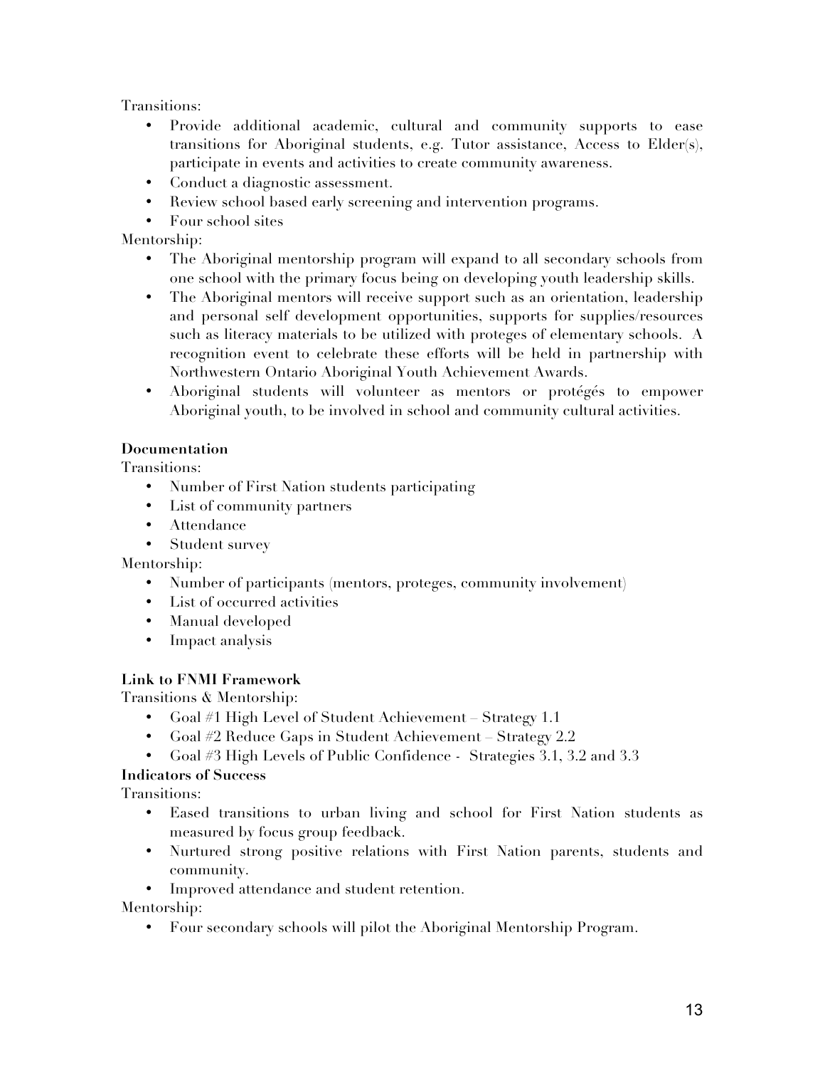Transitions:

- Provide additional academic, cultural and community supports to ease transitions for Aboriginal students, e.g. Tutor assistance, Access to Elder(s), participate in events and activities to create community awareness.
- Conduct a diagnostic assessment.
- Review school based early screening and intervention programs.
- Four school sites

Mentorship:

- The Aboriginal mentorship program will expand to all secondary schools from one school with the primary focus being on developing youth leadership skills.
- The Aboriginal mentors will receive support such as an orientation, leadership and personal self development opportunities, supports for supplies/resources such as literacy materials to be utilized with proteges of elementary schools. A recognition event to celebrate these efforts will be held in partnership with Northwestern Ontario Aboriginal Youth Achievement Awards.
- Aboriginal students will volunteer as mentors or protégés to empower Aboriginal youth, to be involved in school and community cultural activities.

**Documentation**

Transitions:

- Number of First Nation students participating
- List of community partners
- Attendance
- Student survey

Mentorship:

- Number of participants (mentors, proteges, community involvement)
- List of occurred activities
- Manual developed
- Impact analysis

**Link to FNMI Framework**

Transitions & Mentorship:

- Goal #1 High Level of Student Achievement – Strategy 1.1
- Goal #2 Reduce Gaps in Student Achievement – Strategy 2.2
- Goal #3 High Levels of Public Confidence - Strategies 3.1, 3.2 and 3.3

**Indicators of Success**

Transitions:

- Eased transitions to urban living and school for First Nation students as measured by focus group feedback.
- Nurtured strong positive relations with First Nation parents, students and community.
- Improved attendance and student retention.

Mentorship:

- Four secondary schools will pilot the Aboriginal Mentorship Program.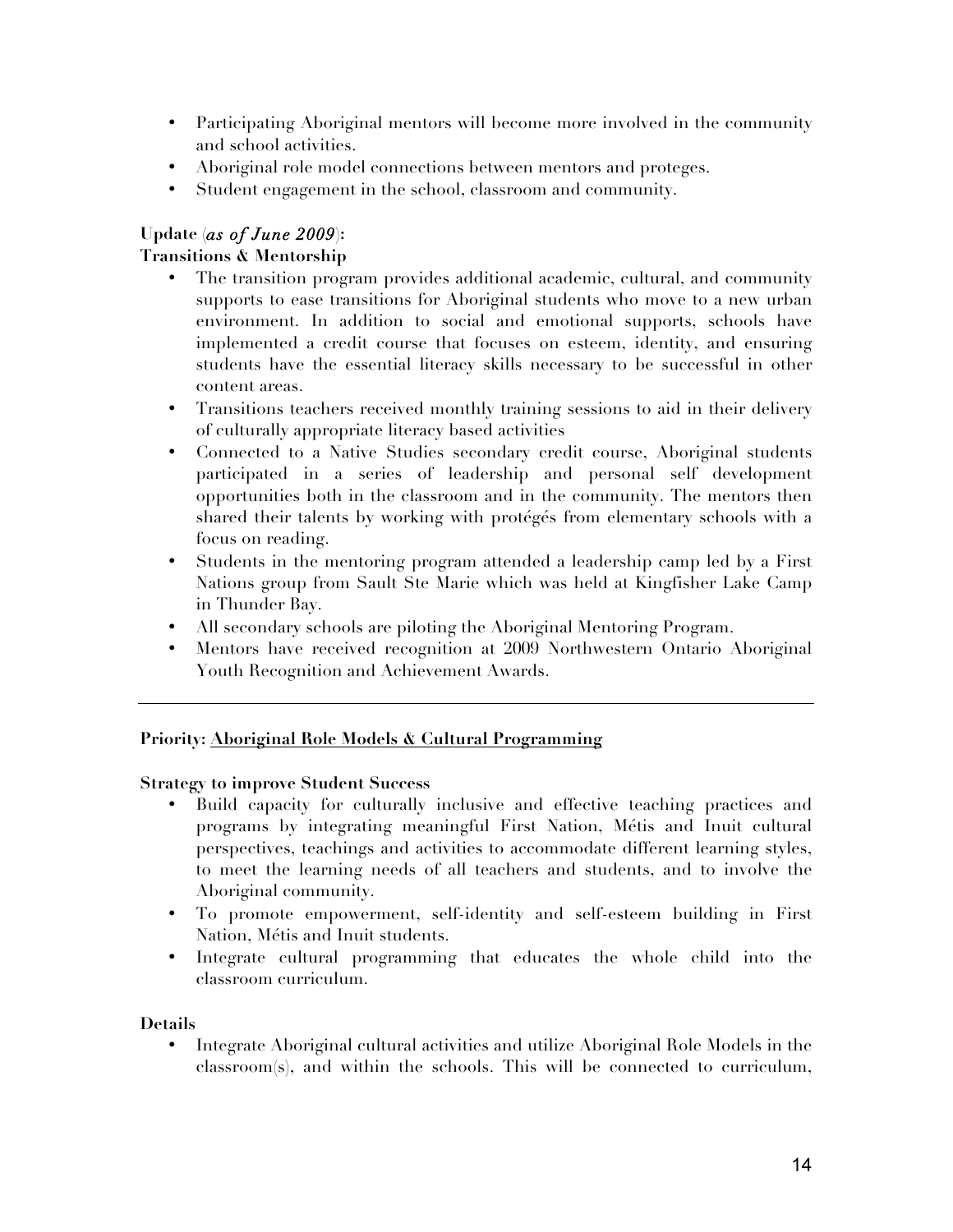- Participating Aboriginal mentors will become more involved in the community and school activities.
- Aboriginal role model connections between mentors and proteges.
- Student engagement in the school, classroom and community.

**Update** (*as of June 2009*):
**Transitions & Mentorship**

- The transition program provides additional academic, cultural, and community supports to ease transitions for Aboriginal students who move to a new urban environment. In addition to social and emotional supports, schools have implemented a credit course that focuses on esteem, identity, and ensuring students have the essential literacy skills necessary to be successful in other content areas.
- Transitions teachers received monthly training sessions to aid in their delivery of culturally appropriate literacy based activities
- Connected to a Native Studies secondary credit course, Aboriginal students participated in a series of leadership and personal self development opportunities both in the classroom and in the community. The mentors then shared their talents by working with protégés from elementary schools with a focus on reading.
- Students in the mentoring program attended a leadership camp led by a First Nations group from Sault Ste Marie which was held at Kingfisher Lake Camp in Thunder Bay.
- All secondary schools are piloting the Aboriginal Mentoring Program.
- Mentors have received recognition at 2009 Northwestern Ontario Aboriginal Youth Recognition and Achievement Awards.

---

**Priority: <u>Aboriginal Role Models & Cultural Programming</u>**

**Strategy to improve Student Success**

- Build capacity for culturally inclusive and effective teaching practices and programs by integrating meaningful First Nation, Métis and Inuit cultural perspectives, teachings and activities to accommodate different learning styles, to meet the learning needs of all teachers and students, and to involve the Aboriginal community.
- To promote empowerment, self-identity and self-esteem building in First Nation, Métis and Inuit students.
- Integrate cultural programming that educates the whole child into the classroom curriculum.

**Details**

- Integrate Aboriginal cultural activities and utilize Aboriginal Role Models in the classroom(s), and within the schools. This will be connected to curriculum,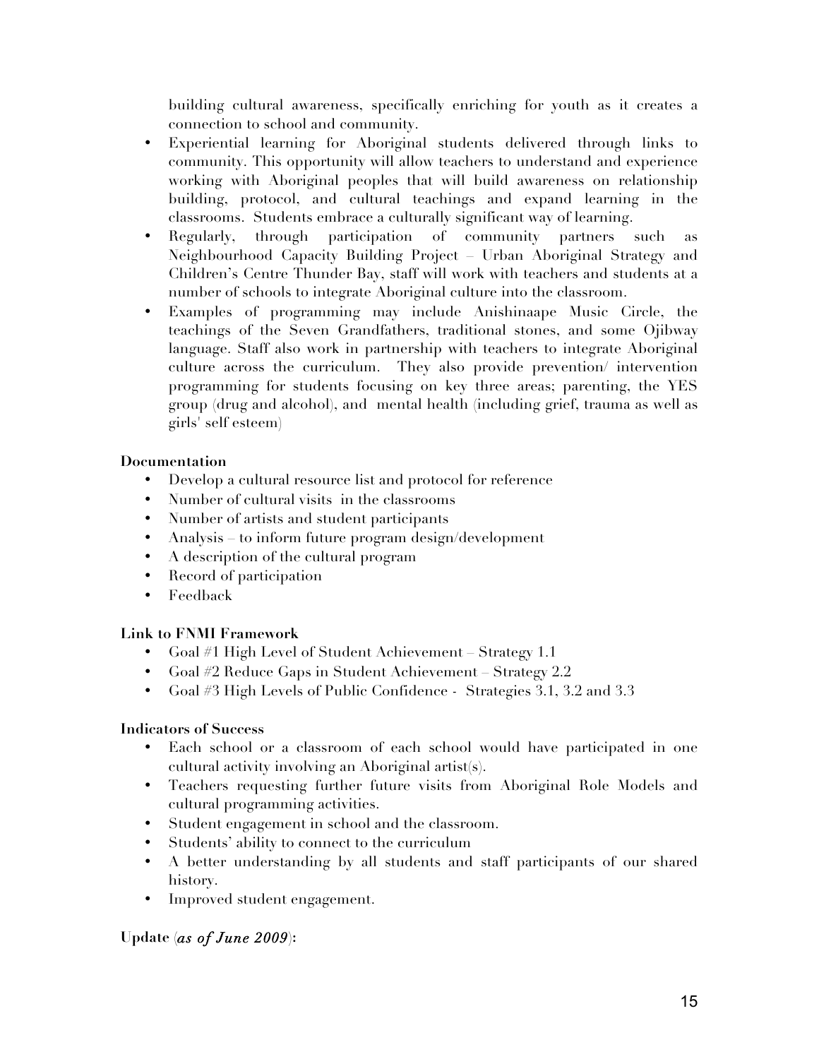building cultural awareness, specifically enriching for youth as it creates a connection to school and community.

- Experiential learning for Aboriginal students delivered through links to community. This opportunity will allow teachers to understand and experience working with Aboriginal peoples that will build awareness on relationship building, protocol, and cultural teachings and expand learning in the classrooms. Students embrace a culturally significant way of learning.
- Regularly, through participation of community partners such as Neighbourhood Capacity Building Project – Urban Aboriginal Strategy and Children's Centre Thunder Bay, staff will work with teachers and students at a number of schools to integrate Aboriginal culture into the classroom.
- Examples of programming may include Anishinaape Music Circle, the teachings of the Seven Grandfathers, traditional stones, and some Ojibway language. Staff also work in partnership with teachers to integrate Aboriginal culture across the curriculum. They also provide prevention/ intervention programming for students focusing on key three areas; parenting, the YES group (drug and alcohol), and mental health (including grief, trauma as well as girls' self esteem)

**Documentation**

- Develop a cultural resource list and protocol for reference
- Number of cultural visits in the classrooms
- Number of artists and student participants
- Analysis – to inform future program design/development
- A description of the cultural program
- Record of participation
- Feedback

**Link to FNMI Framework**

- Goal #1 High Level of Student Achievement – Strategy 1.1
- Goal #2 Reduce Gaps in Student Achievement – Strategy 2.2
- Goal #3 High Levels of Public Confidence - Strategies 3.1, 3.2 and 3.3

**Indicators of Success**

- Each school or a classroom of each school would have participated in one cultural activity involving an Aboriginal artist(s).
- Teachers requesting further future visits from Aboriginal Role Models and cultural programming activities.
- Student engagement in school and the classroom.
- Students' ability to connect to the curriculum
- A better understanding by all students and staff participants of our shared history.
- Improved student engagement.

**Update (*as of June 2009*):**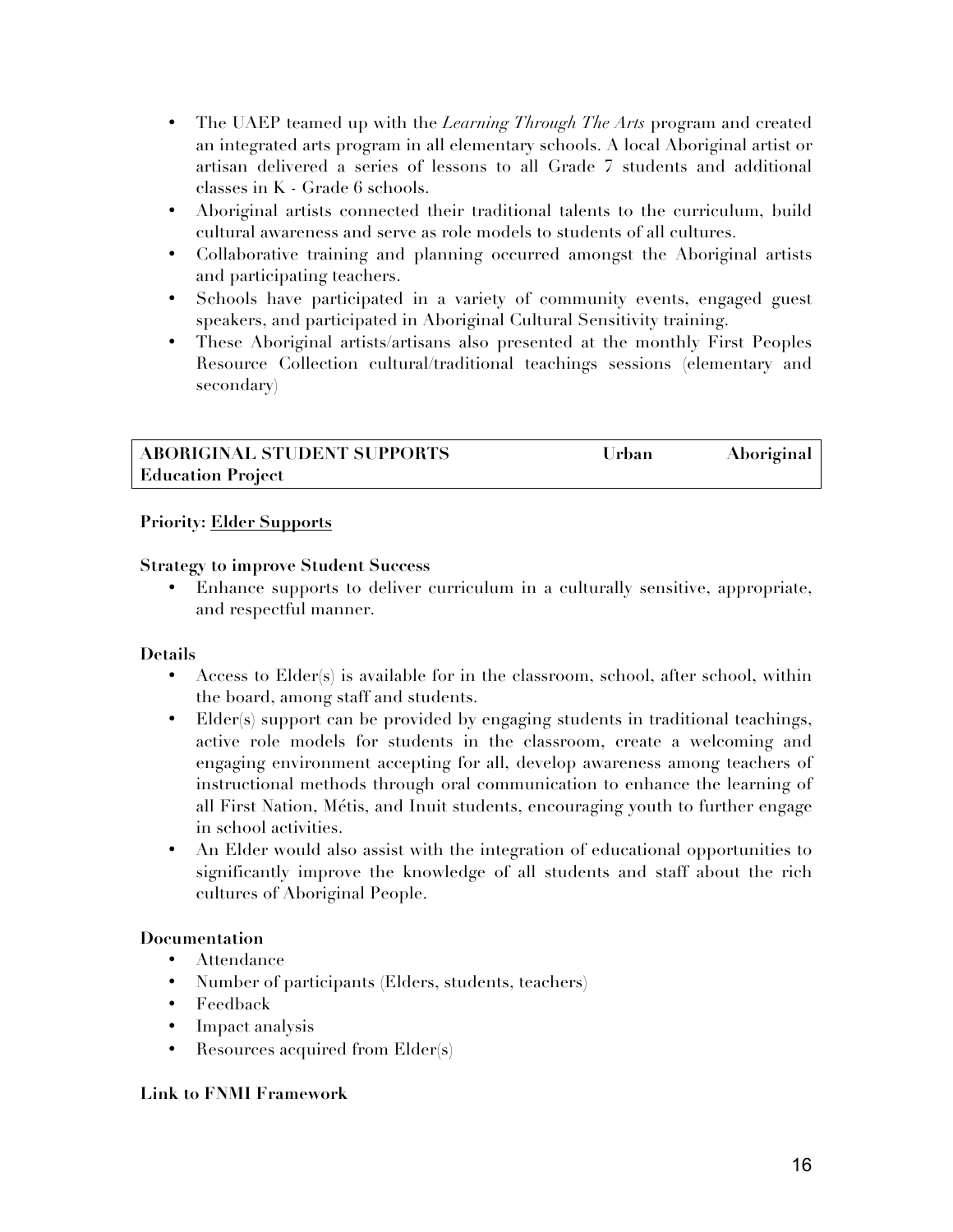- The UAEP teamed up with the *Learning Through The Arts* program and created an integrated arts program in all elementary schools. A local Aboriginal artist or artisan delivered a series of lessons to all Grade 7 students and additional classes in K - Grade 6 schools.
- Aboriginal artists connected their traditional talents to the curriculum, build cultural awareness and serve as role models to students of all cultures.
- Collaborative training and planning occurred amongst the Aboriginal artists and participating teachers.
- Schools have participated in a variety of community events, engaged guest speakers, and participated in Aboriginal Cultural Sensitivity training.
- These Aboriginal artists/artisans also presented at the monthly First Peoples Resource Collection cultural/traditional teachings sessions (elementary and secondary)

| **ABORIGINAL STUDENT SUPPORTS Urban Aboriginal Education Project** |
|---|

**Priority: <u>Elder Supports</u>**

**Strategy to improve Student Success**

- Enhance supports to deliver curriculum in a culturally sensitive, appropriate, and respectful manner.

**Details**

- Access to Elder(s) is available for in the classroom, school, after school, within the board, among staff and students.
- Elder(s) support can be provided by engaging students in traditional teachings, active role models for students in the classroom, create a welcoming and engaging environment accepting for all, develop awareness among teachers of instructional methods through oral communication to enhance the learning of all First Nation, Métis, and Inuit students, encouraging youth to further engage in school activities.
- An Elder would also assist with the integration of educational opportunities to significantly improve the knowledge of all students and staff about the rich cultures of Aboriginal People.

**Documentation**

- Attendance
- Number of participants (Elders, students, teachers)
- Feedback
- Impact analysis
- Resources acquired from Elder(s)

**Link to FNMI Framework**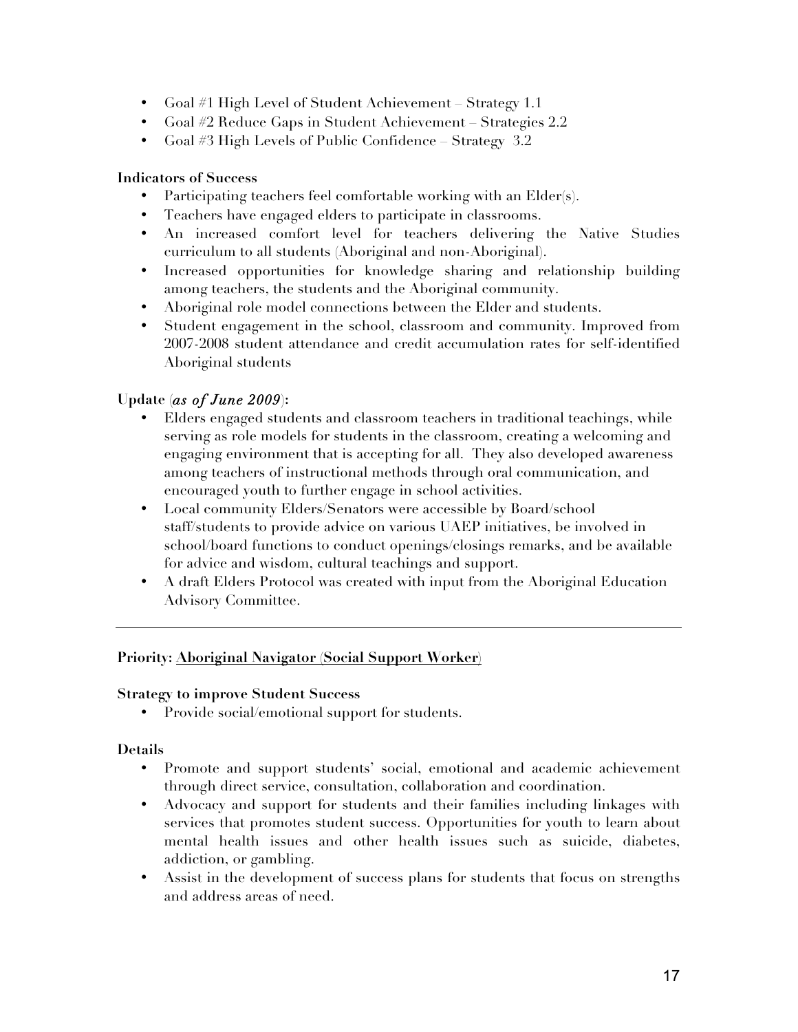- Goal #1 High Level of Student Achievement – Strategy 1.1
- Goal #2 Reduce Gaps in Student Achievement – Strategies 2.2
- Goal #3 High Levels of Public Confidence – Strategy 3.2

**Indicators of Success**

- Participating teachers feel comfortable working with an Elder(s).
- Teachers have engaged elders to participate in classrooms.
- An increased comfort level for teachers delivering the Native Studies curriculum to all students (Aboriginal and non-Aboriginal).
- Increased opportunities for knowledge sharing and relationship building among teachers, the students and the Aboriginal community.
- Aboriginal role model connections between the Elder and students.
- Student engagement in the school, classroom and community. Improved from 2007-2008 student attendance and credit accumulation rates for self-identified Aboriginal students

**Update** (*as of June 2009*)**:**

- Elders engaged students and classroom teachers in traditional teachings, while serving as role models for students in the classroom, creating a welcoming and engaging environment that is accepting for all. They also developed awareness among teachers of instructional methods through oral communication, and encouraged youth to further engage in school activities.
- Local community Elders/Senators were accessible by Board/school staff/students to provide advice on various UAEP initiatives, be involved in school/board functions to conduct openings/closings remarks, and be available for advice and wisdom, cultural teachings and support.
- A draft Elders Protocol was created with input from the Aboriginal Education Advisory Committee.

---

**Priority: <u>Aboriginal Navigator (Social Support Worker)</u>**

**Strategy to improve Student Success**

- Provide social/emotional support for students.

**Details**

- Promote and support students' social, emotional and academic achievement through direct service, consultation, collaboration and coordination.
- Advocacy and support for students and their families including linkages with services that promotes student success. Opportunities for youth to learn about mental health issues and other health issues such as suicide, diabetes, addiction, or gambling.
- Assist in the development of success plans for students that focus on strengths and address areas of need.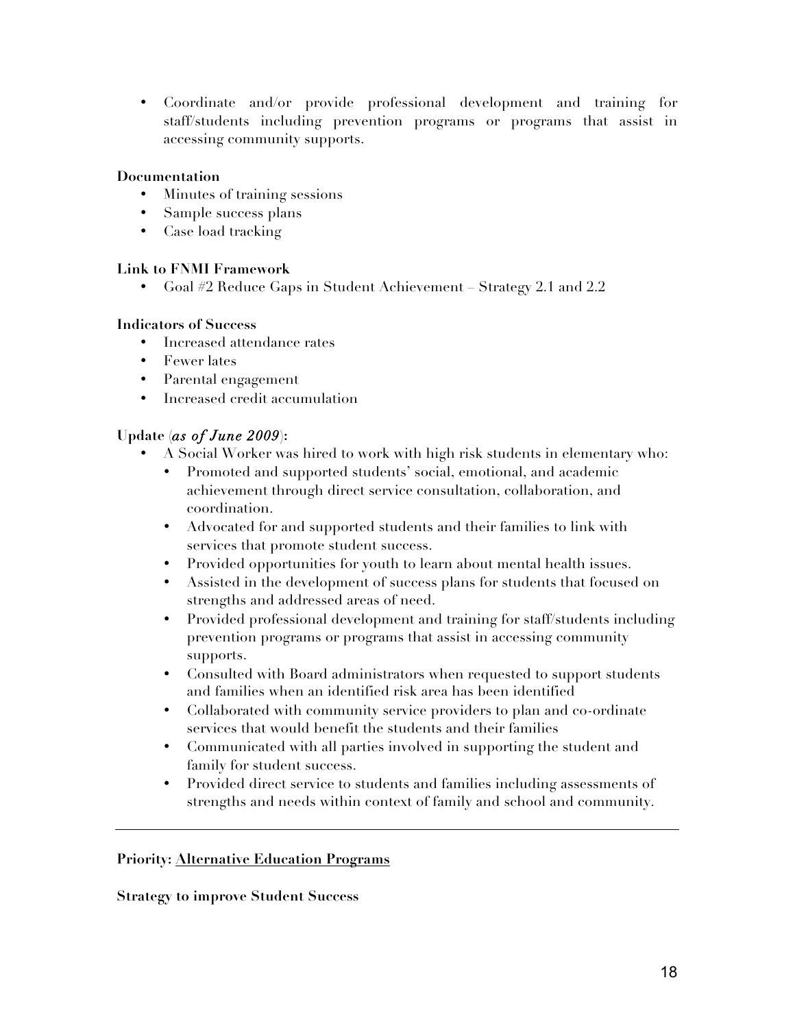- Coordinate and/or provide professional development and training for staff/students including prevention programs or programs that assist in accessing community supports.

**Documentation**

- Minutes of training sessions
- Sample success plans
- Case load tracking

**Link to FNMI Framework**

- Goal #2 Reduce Gaps in Student Achievement – Strategy 2.1 and 2.2

**Indicators of Success**

- Increased attendance rates
- Fewer lates
- Parental engagement
- Increased credit accumulation

**Update** (*as of June 2009*)**:**

- A Social Worker was hired to work with high risk students in elementary who:
  - Promoted and supported students' social, emotional, and academic achievement through direct service consultation, collaboration, and coordination.
  - Advocated for and supported students and their families to link with services that promote student success.
  - Provided opportunities for youth to learn about mental health issues.
  - Assisted in the development of success plans for students that focused on strengths and addressed areas of need.
  - Provided professional development and training for staff/students including prevention programs or programs that assist in accessing community supports.
  - Consulted with Board administrators when requested to support students and families when an identified risk area has been identified
  - Collaborated with community service providers to plan and co-ordinate services that would benefit the students and their families
  - Communicated with all parties involved in supporting the student and family for student success.
  - Provided direct service to students and families including assessments of strengths and needs within context of family and school and community.

---

**Priority: Alternative Education Programs**

**Strategy to improve Student Success**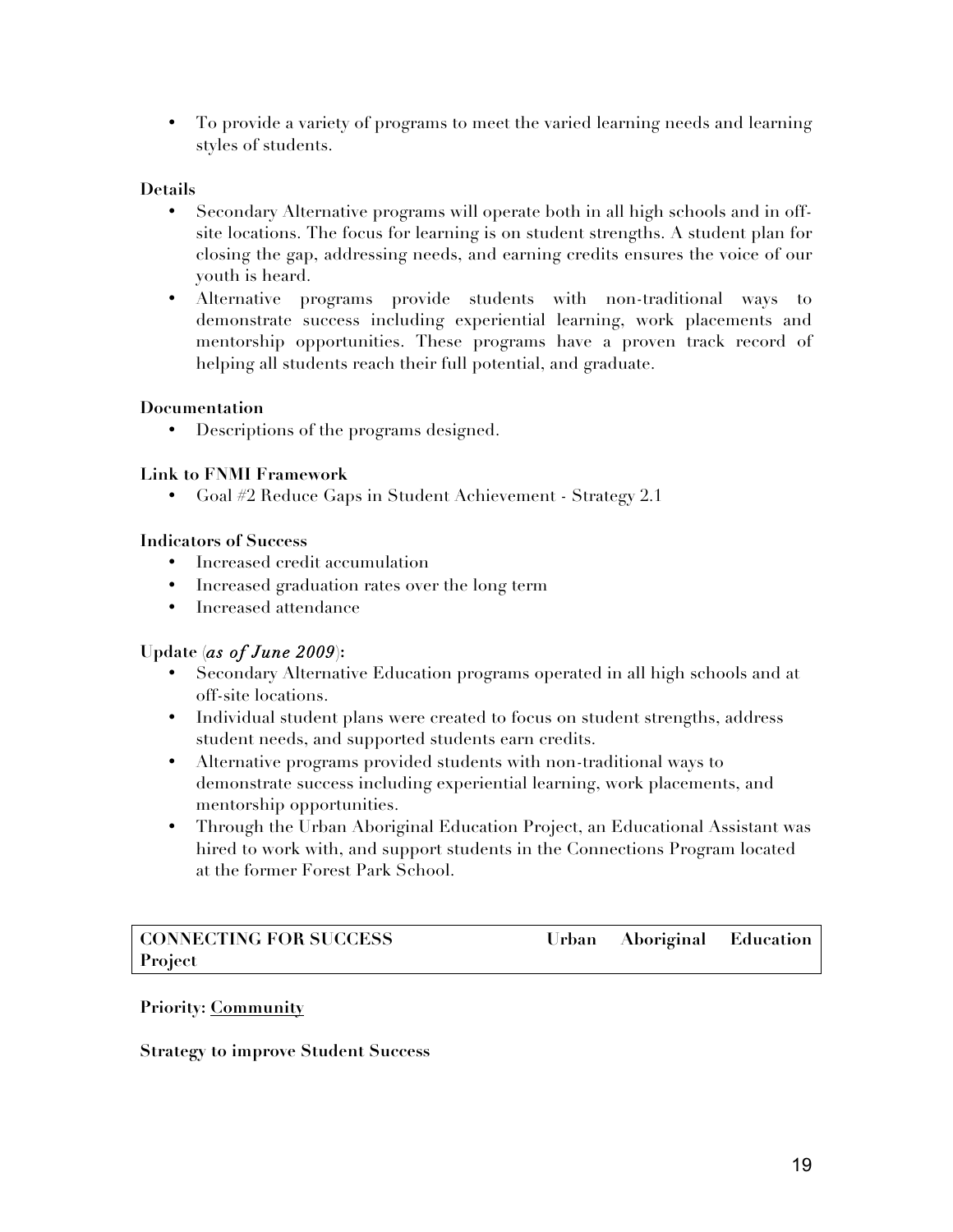- To provide a variety of programs to meet the varied learning needs and learning styles of students.

**Details**

- Secondary Alternative programs will operate both in all high schools and in off-site locations. The focus for learning is on student strengths. A student plan for closing the gap, addressing needs, and earning credits ensures the voice of our youth is heard.
- Alternative programs provide students with non-traditional ways to demonstrate success including experiential learning, work placements and mentorship opportunities. These programs have a proven track record of helping all students reach their full potential, and graduate.

**Documentation**

- Descriptions of the programs designed.

**Link to FNMI Framework**

- Goal #2 Reduce Gaps in Student Achievement - Strategy 2.1

**Indicators of Success**

- Increased credit accumulation
- Increased graduation rates over the long term
- Increased attendance

**Update (*as of June 2009*):**

- Secondary Alternative Education programs operated in all high schools and at off-site locations.
- Individual student plans were created to focus on student strengths, address student needs, and supported students earn credits.
- Alternative programs provided students with non-traditional ways to demonstrate success including experiential learning, work placements, and mentorship opportunities.
- Through the Urban Aboriginal Education Project, an Educational Assistant was hired to work with, and support students in the Connections Program located at the former Forest Park School.

| **CONNECTING FOR SUCCESS** | **Urban Aboriginal Education Project** |
|---|---|

**Priority: Community**

**Strategy to improve Student Success**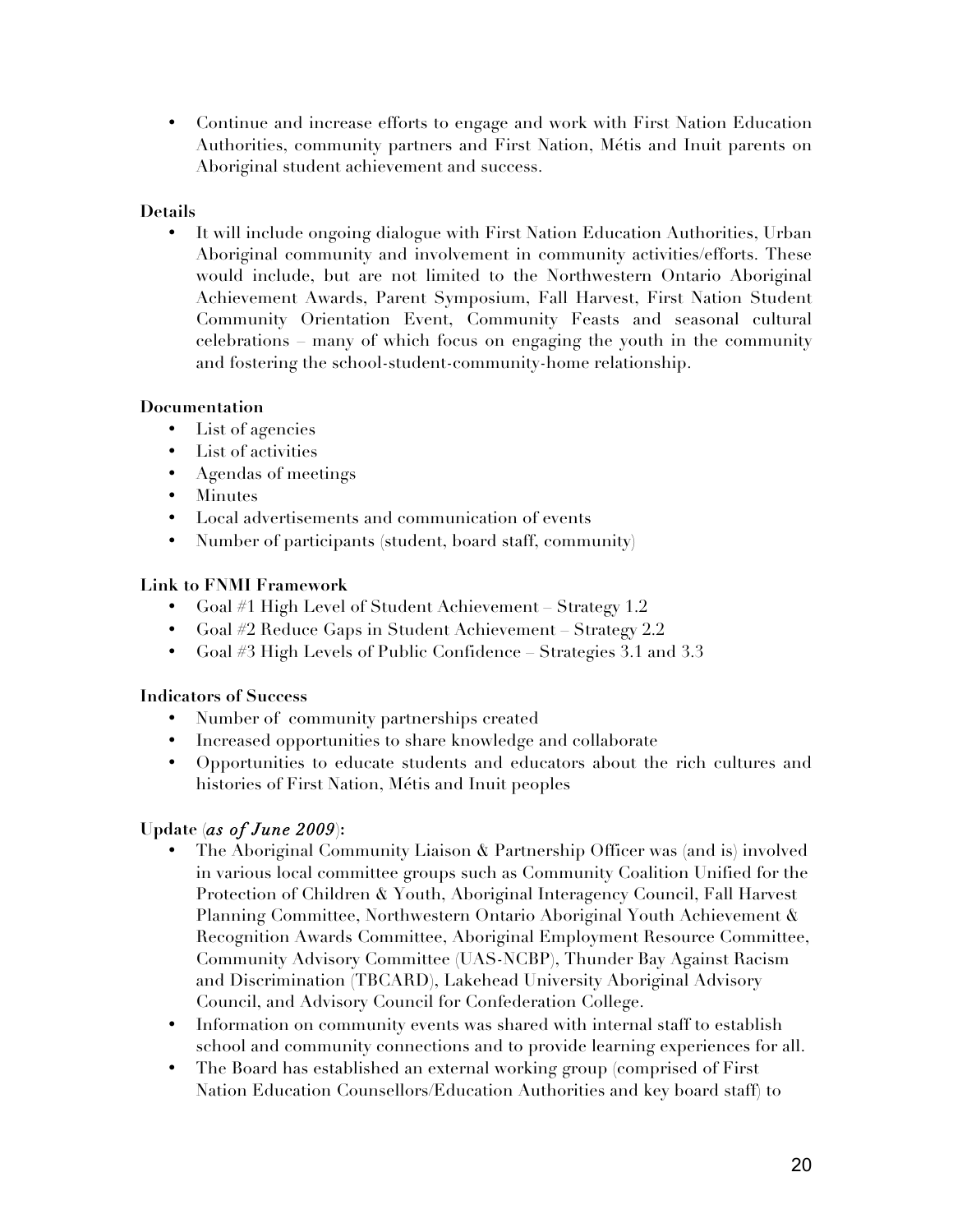- Continue and increase efforts to engage and work with First Nation Education Authorities, community partners and First Nation, Métis and Inuit parents on Aboriginal student achievement and success.

**Details**

- It will include ongoing dialogue with First Nation Education Authorities, Urban Aboriginal community and involvement in community activities/efforts. These would include, but are not limited to the Northwestern Ontario Aboriginal Achievement Awards, Parent Symposium, Fall Harvest, First Nation Student Community Orientation Event, Community Feasts and seasonal cultural celebrations – many of which focus on engaging the youth in the community and fostering the school-student-community-home relationship.

**Documentation**

- List of agencies
- List of activities
- Agendas of meetings
- Minutes
- Local advertisements and communication of events
- Number of participants (student, board staff, community)

**Link to FNMI Framework**

- Goal #1 High Level of Student Achievement – Strategy 1.2
- Goal #2 Reduce Gaps in Student Achievement – Strategy 2.2
- Goal #3 High Levels of Public Confidence – Strategies 3.1 and 3.3

**Indicators of Success**

- Number of community partnerships created
- Increased opportunities to share knowledge and collaborate
- Opportunities to educate students and educators about the rich cultures and histories of First Nation, Métis and Inuit peoples

**Update** (*as of June 2009*)**:**

- The Aboriginal Community Liaison & Partnership Officer was (and is) involved in various local committee groups such as Community Coalition Unified for the Protection of Children & Youth, Aboriginal Interagency Council, Fall Harvest Planning Committee, Northwestern Ontario Aboriginal Youth Achievement & Recognition Awards Committee, Aboriginal Employment Resource Committee, Community Advisory Committee (UAS-NCBP), Thunder Bay Against Racism and Discrimination (TBCARD), Lakehead University Aboriginal Advisory Council, and Advisory Council for Confederation College.
- Information on community events was shared with internal staff to establish school and community connections and to provide learning experiences for all.
- The Board has established an external working group (comprised of First Nation Education Counsellors/Education Authorities and key board staff) to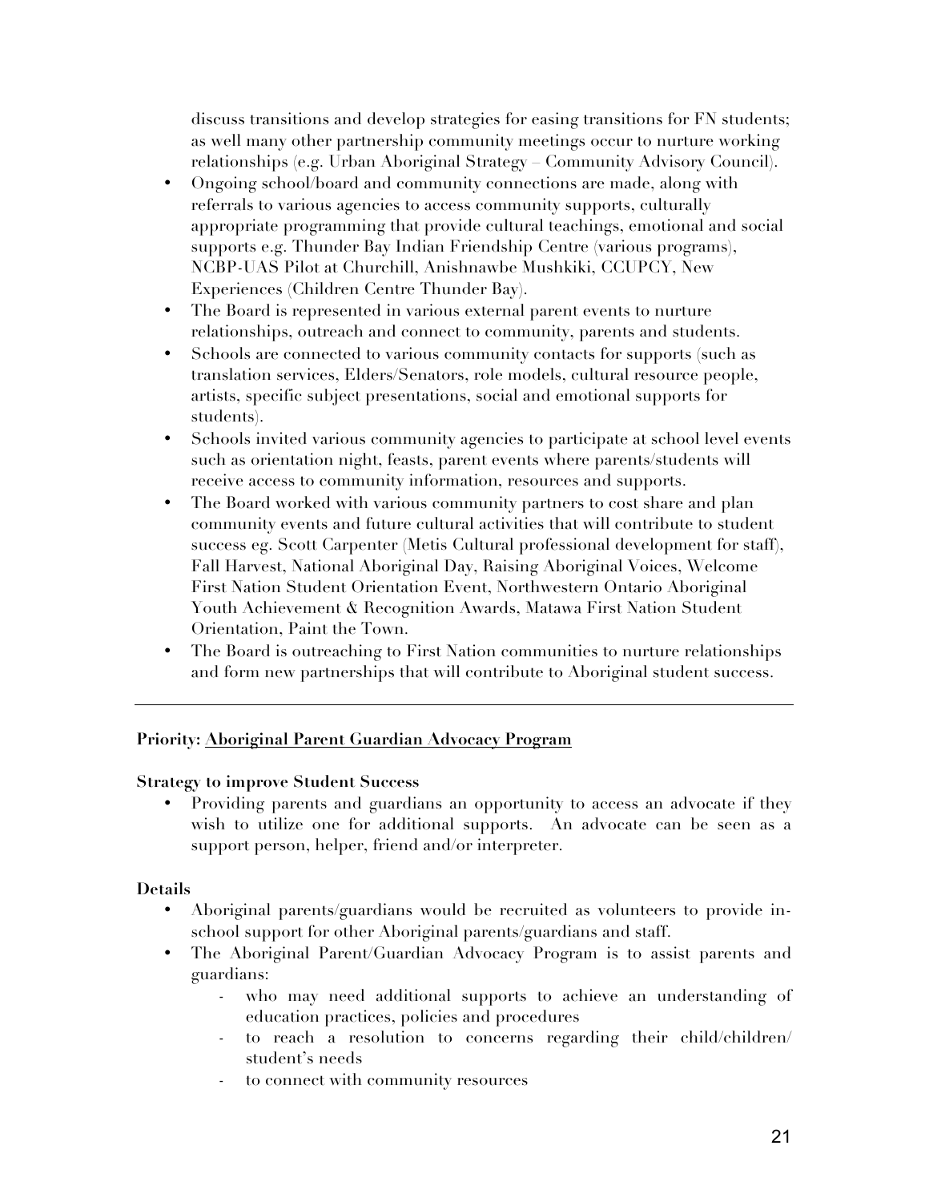discuss transitions and develop strategies for easing transitions for FN students; as well many other partnership community meetings occur to nurture working relationships (e.g. Urban Aboriginal Strategy – Community Advisory Council).

- Ongoing school/board and community connections are made, along with referrals to various agencies to access community supports, culturally appropriate programming that provide cultural teachings, emotional and social supports e.g. Thunder Bay Indian Friendship Centre (various programs), NCBP-UAS Pilot at Churchill, Anishnawbe Mushkiki, CCUPCY, New Experiences (Children Centre Thunder Bay).
- The Board is represented in various external parent events to nurture relationships, outreach and connect to community, parents and students.
- Schools are connected to various community contacts for supports (such as translation services, Elders/Senators, role models, cultural resource people, artists, specific subject presentations, social and emotional supports for students).
- Schools invited various community agencies to participate at school level events such as orientation night, feasts, parent events where parents/students will receive access to community information, resources and supports.
- The Board worked with various community partners to cost share and plan community events and future cultural activities that will contribute to student success eg. Scott Carpenter (Metis Cultural professional development for staff), Fall Harvest, National Aboriginal Day, Raising Aboriginal Voices, Welcome First Nation Student Orientation Event, Northwestern Ontario Aboriginal Youth Achievement & Recognition Awards, Matawa First Nation Student Orientation, Paint the Town.
- The Board is outreaching to First Nation communities to nurture relationships and form new partnerships that will contribute to Aboriginal student success.

---

**Priority: Aboriginal Parent Guardian Advocacy Program**

**Strategy to improve Student Success**

- Providing parents and guardians an opportunity to access an advocate if they wish to utilize one for additional supports. An advocate can be seen as a support person, helper, friend and/or interpreter.

**Details**

- Aboriginal parents/guardians would be recruited as volunteers to provide in-school support for other Aboriginal parents/guardians and staff.
- The Aboriginal Parent/Guardian Advocacy Program is to assist parents and guardians:
  - who may need additional supports to achieve an understanding of education practices, policies and procedures
  - to reach a resolution to concerns regarding their child/children/ student's needs
  - to connect with community resources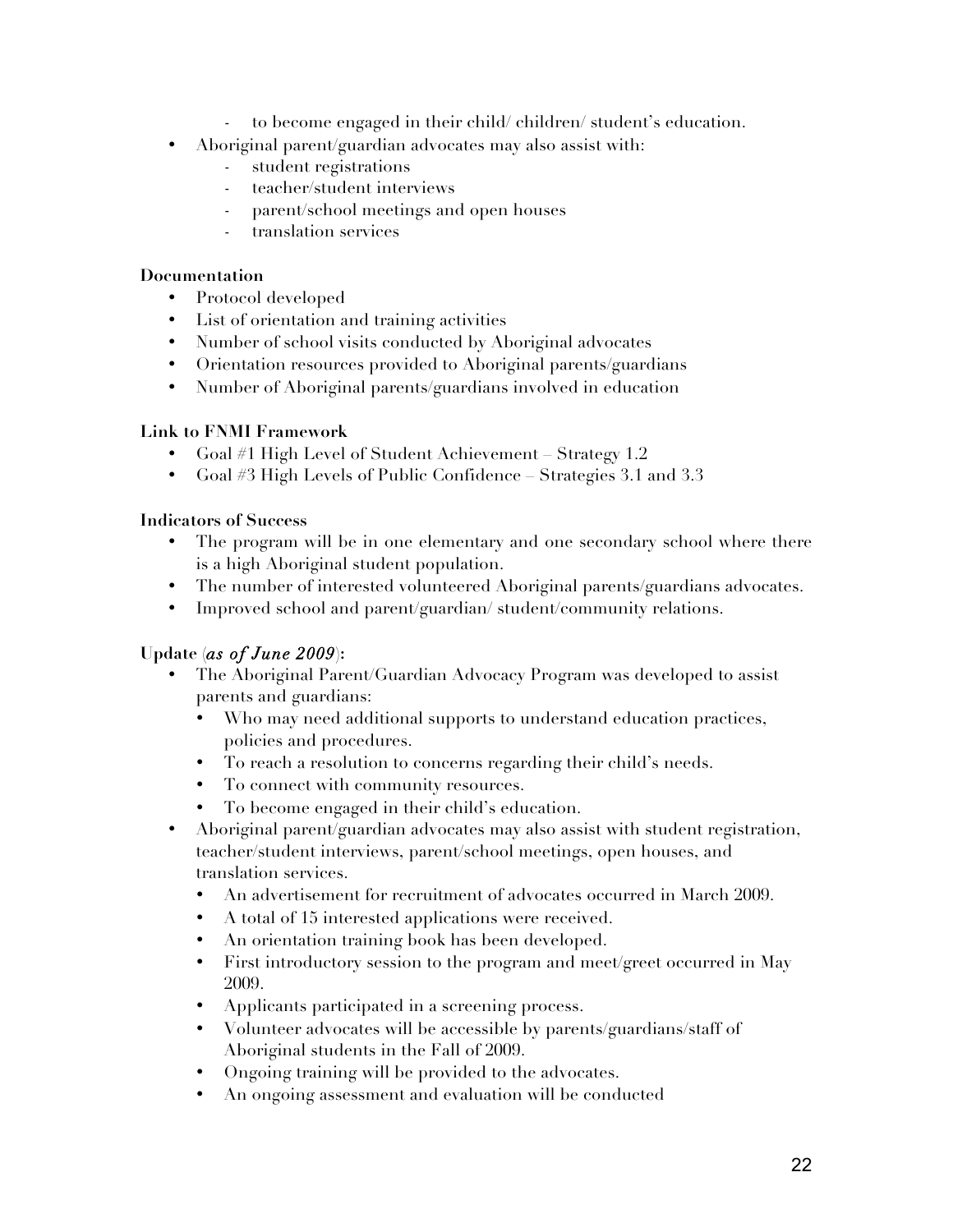- to become engaged in their child/ children/ student's education.

- Aboriginal parent/guardian advocates may also assist with:
    - student registrations
    - teacher/student interviews
    - parent/school meetings and open houses
    - translation services

**Documentation**

- Protocol developed
- List of orientation and training activities
- Number of school visits conducted by Aboriginal advocates
- Orientation resources provided to Aboriginal parents/guardians
- Number of Aboriginal parents/guardians involved in education

**Link to FNMI Framework**

- Goal #1 High Level of Student Achievement – Strategy 1.2
- Goal #3 High Levels of Public Confidence – Strategies 3.1 and 3.3

**Indicators of Success**

- The program will be in one elementary and one secondary school where there is a high Aboriginal student population.
- The number of interested volunteered Aboriginal parents/guardians advocates.
- Improved school and parent/guardian/ student/community relations.

**Update (*as of June 2009*):**

- The Aboriginal Parent/Guardian Advocacy Program was developed to assist parents and guardians:
    - Who may need additional supports to understand education practices, policies and procedures.
    - To reach a resolution to concerns regarding their child's needs.
    - To connect with community resources.
    - To become engaged in their child's education.
- Aboriginal parent/guardian advocates may also assist with student registration, teacher/student interviews, parent/school meetings, open houses, and translation services.
    - An advertisement for recruitment of advocates occurred in March 2009.
    - A total of 15 interested applications were received.
    - An orientation training book has been developed.
    - First introductory session to the program and meet/greet occurred in May 2009.
    - Applicants participated in a screening process.
    - Volunteer advocates will be accessible by parents/guardians/staff of Aboriginal students in the Fall of 2009.
    - Ongoing training will be provided to the advocates.
    - An ongoing assessment and evaluation will be conducted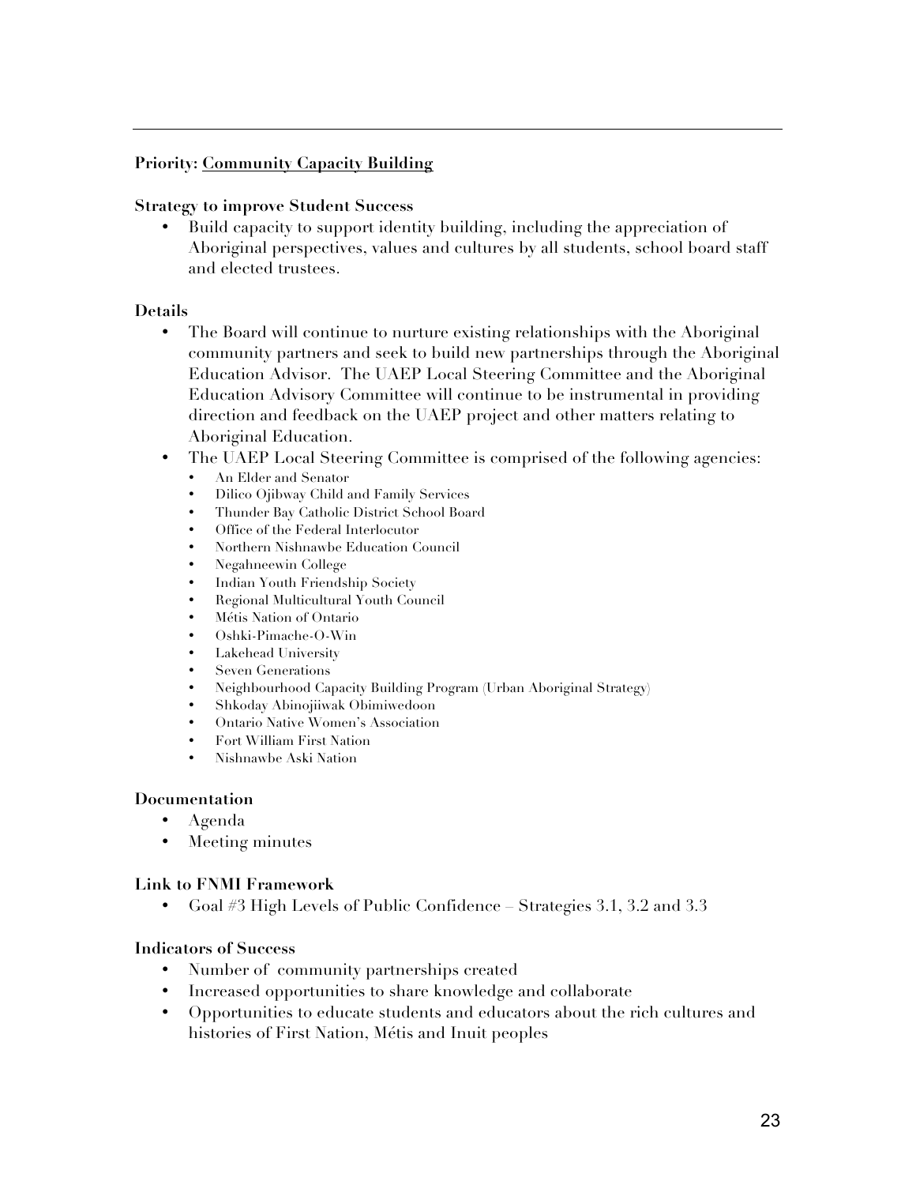**Priority: Community Capacity Building**

**Strategy to improve Student Success**

- Build capacity to support identity building, including the appreciation of Aboriginal perspectives, values and cultures by all students, school board staff and elected trustees.

**Details**

- The Board will continue to nurture existing relationships with the Aboriginal community partners and seek to build new partnerships through the Aboriginal Education Advisor. The UAEP Local Steering Committee and the Aboriginal Education Advisory Committee will continue to be instrumental in providing direction and feedback on the UAEP project and other matters relating to Aboriginal Education.
- The UAEP Local Steering Committee is comprised of the following agencies:
  - An Elder and Senator
  - Dilico Ojibway Child and Family Services
  - Thunder Bay Catholic District School Board
  - Office of the Federal Interlocutor
  - Northern Nishnawbe Education Council
  - Negahneewin College
  - Indian Youth Friendship Society
  - Regional Multicultural Youth Council
  - Métis Nation of Ontario
  - Oshki-Pimache-O-Win
  - Lakehead University
  - Seven Generations
  - Neighbourhood Capacity Building Program (Urban Aboriginal Strategy)
  - Shkoday Abinojiiwak Obimiwedoon
  - Ontario Native Women's Association
  - Fort William First Nation
  - Nishnawbe Aski Nation

**Documentation**

- Agenda
- Meeting minutes

**Link to FNMI Framework**

- Goal #3 High Levels of Public Confidence – Strategies 3.1, 3.2 and 3.3

**Indicators of Success**

- Number of community partnerships created
- Increased opportunities to share knowledge and collaborate
- Opportunities to educate students and educators about the rich cultures and histories of First Nation, Métis and Inuit peoples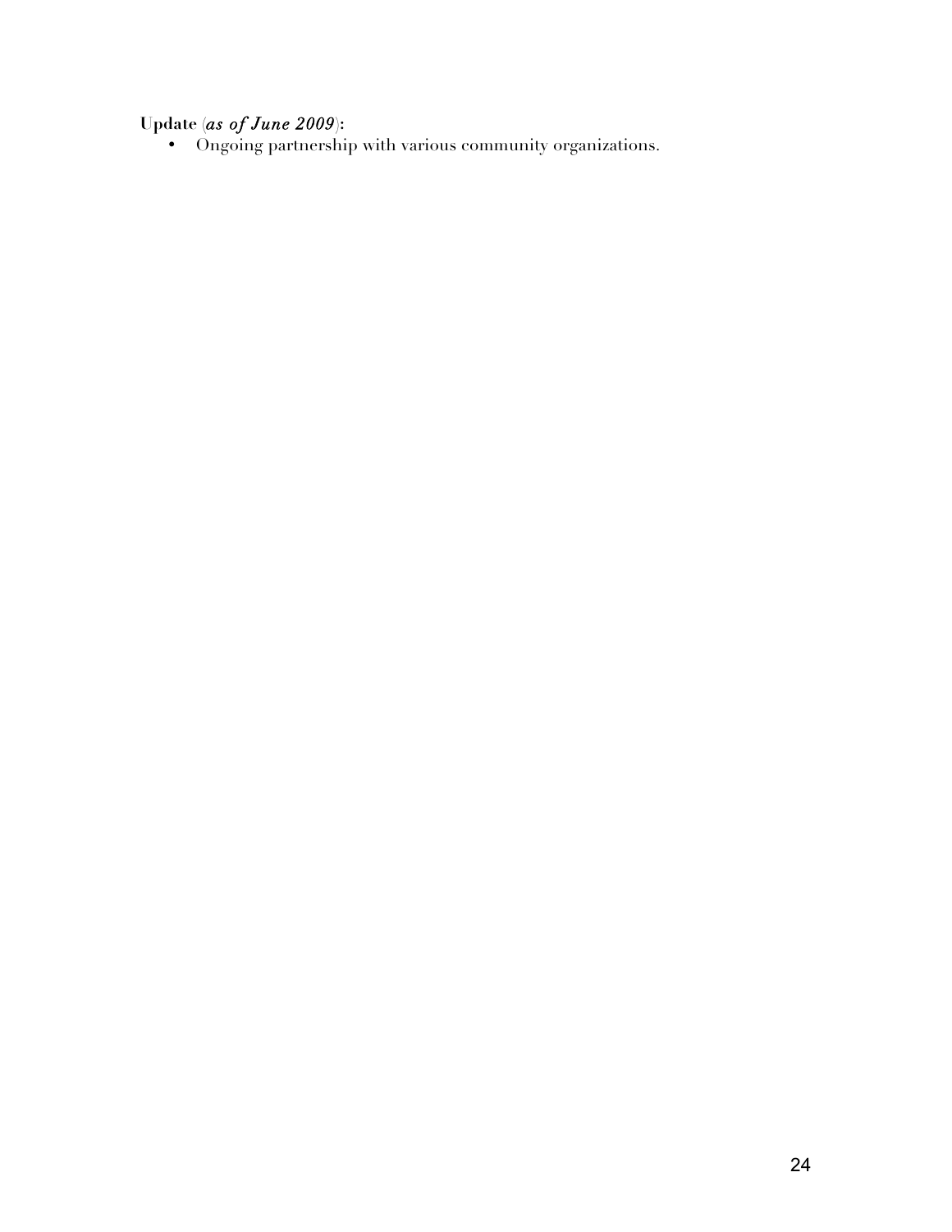**Update** (*as of June 2009*):

- Ongoing partnership with various community organizations.